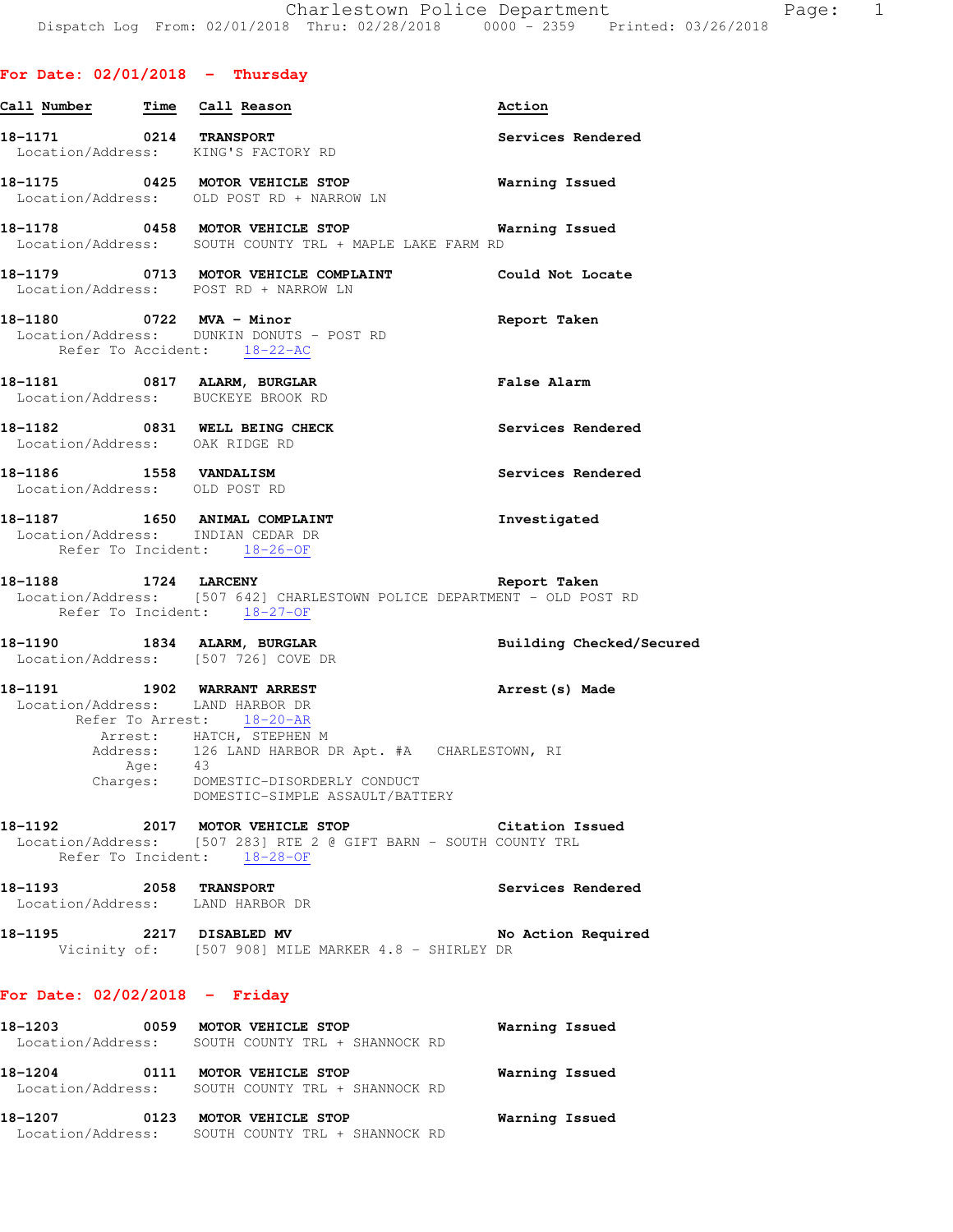Charlestown Police Department
Dispatch Log From: 02/01/2018 Thru: 02/28/2018 0000 - 2359 Printed: 03/26/2018

## For Date: 02/01/2018 - Thursday

| Call Number | Time | Call Reason | Action |
|---|---|---|---|

**18-1171** 0214 **TRANSPORT** — **Services Rendered**
Location/Address: KING'S FACTORY RD

**18-1175** 0425 **MOTOR VEHICLE STOP** — **Warning Issued**
Location/Address: OLD POST RD + NARROW LN

**18-1178** 0458 **MOTOR VEHICLE STOP** — **Warning Issued**
Location/Address: SOUTH COUNTY TRL + MAPLE LAKE FARM RD

**18-1179** 0713 **MOTOR VEHICLE COMPLAINT** — **Could Not Locate**
Location/Address: POST RD + NARROW LN

**18-1180** 0722 **MVA - Minor** — **Report Taken**
Location/Address: DUNKIN DONUTS - POST RD
Refer To Accident: 18-22-AC

**18-1181** 0817 **ALARM, BURGLAR** — **False Alarm**
Location/Address: BUCKEYE BROOK RD

**18-1182** 0831 **WELL BEING CHECK** — **Services Rendered**
Location/Address: OAK RIDGE RD

**18-1186** 1558 **VANDALISM** — **Services Rendered**
Location/Address: OLD POST RD

**18-1187** 1650 **ANIMAL COMPLAINT** — **Investigated**
Location/Address: INDIAN CEDAR DR
Refer To Incident: 18-26-OF

**18-1188** 1724 **LARCENY** — **Report Taken**
Location/Address: [507 642] CHARLESTOWN POLICE DEPARTMENT - OLD POST RD
Refer To Incident: 18-27-OF

**18-1190** 1834 **ALARM, BURGLAR** — **Building Checked/Secured**
Location/Address: [507 726] COVE DR

**18-1191** 1902 **WARRANT ARREST** — **Arrest(s) Made**
Location/Address: LAND HARBOR DR
Refer To Arrest: 18-20-AR
Arrest: HATCH, STEPHEN M
Address: 126 LAND HARBOR DR Apt. #A CHARLESTOWN, RI
Age: 43
Charges: DOMESTIC-DISORDERLY CONDUCT
DOMESTIC-SIMPLE ASSAULT/BATTERY

**18-1192** 2017 **MOTOR VEHICLE STOP** — **Citation Issued**
Location/Address: [507 283] RTE 2 @ GIFT BARN - SOUTH COUNTY TRL
Refer To Incident: 18-28-OF

**18-1193** 2058 **TRANSPORT** — **Services Rendered**
Location/Address: LAND HARBOR DR

**18-1195** 2217 **DISABLED MV** — **No Action Required**
Vicinity of: [507 908] MILE MARKER 4.8 - SHIRLEY DR

## For Date: 02/02/2018 - Friday

**18-1203** 0059 **MOTOR VEHICLE STOP** — **Warning Issued**
Location/Address: SOUTH COUNTY TRL + SHANNOCK RD

**18-1204** 0111 **MOTOR VEHICLE STOP** — **Warning Issued**
Location/Address: SOUTH COUNTY TRL + SHANNOCK RD

**18-1207** 0123 **MOTOR VEHICLE STOP** — **Warning Issued**
Location/Address: SOUTH COUNTY TRL + SHANNOCK RD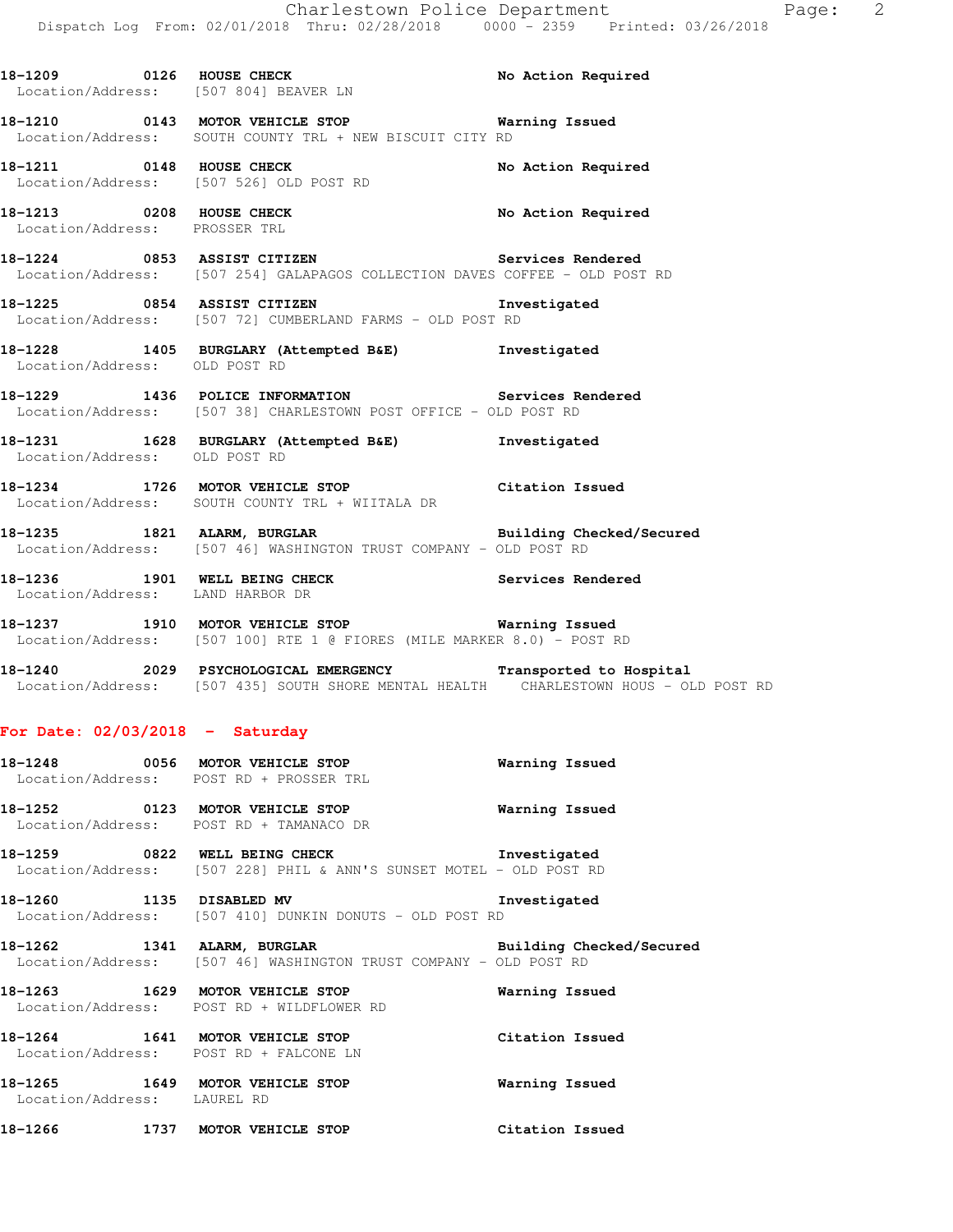18-1209 0126 **HOUSE CHECK** **No Action Required**
Location/Address: [507 804] BEAVER LN

18-1210 0143 **MOTOR VEHICLE STOP** **Warning Issued**
Location/Address: SOUTH COUNTY TRL + NEW BISCUIT CITY RD

18-1211 0148 **HOUSE CHECK** **No Action Required**
Location/Address: [507 526] OLD POST RD

18-1213 0208 **HOUSE CHECK** **No Action Required**
Location/Address: PROSSER TRL

18-1224 0853 **ASSIST CITIZEN** **Services Rendered**
Location/Address: [507 254] GALAPAGOS COLLECTION DAVES COFFEE - OLD POST RD

18-1225 0854 **ASSIST CITIZEN** **Investigated**
Location/Address: [507 72] CUMBERLAND FARMS - OLD POST RD

18-1228 1405 **BURGLARY (Attempted B&E)** **Investigated**
Location/Address: OLD POST RD

18-1229 1436 **POLICE INFORMATION** **Services Rendered**
Location/Address: [507 38] CHARLESTOWN POST OFFICE - OLD POST RD

18-1231 1628 **BURGLARY (Attempted B&E)** **Investigated**
Location/Address: OLD POST RD

18-1234 1726 **MOTOR VEHICLE STOP** **Citation Issued**
Location/Address: SOUTH COUNTY TRL + WIITALA DR

18-1235 1821 **ALARM, BURGLAR** **Building Checked/Secured**
Location/Address: [507 46] WASHINGTON TRUST COMPANY - OLD POST RD

18-1236 1901 **WELL BEING CHECK** **Services Rendered**
Location/Address: LAND HARBOR DR

18-1237 1910 **MOTOR VEHICLE STOP** **Warning Issued**
Location/Address: [507 100] RTE 1 @ FIORES (MILE MARKER 8.0) - POST RD

18-1240 2029 **PSYCHOLOGICAL EMERGENCY** **Transported to Hospital**
Location/Address: [507 435] SOUTH SHORE MENTAL HEALTH CHARLESTOWN HOUS - OLD POST RD

## For Date: 02/03/2018 - Saturday

18-1248 0056 **MOTOR VEHICLE STOP** **Warning Issued**
Location/Address: POST RD + PROSSER TRL

18-1252 0123 **MOTOR VEHICLE STOP** **Warning Issued**
Location/Address: POST RD + TAMANACO DR

18-1259 0822 **WELL BEING CHECK** **Investigated**
Location/Address: [507 228] PHIL & ANN'S SUNSET MOTEL - OLD POST RD

18-1260 1135 **DISABLED MV** **Investigated**
Location/Address: [507 410] DUNKIN DONUTS - OLD POST RD

18-1262 1341 **ALARM, BURGLAR** **Building Checked/Secured**
Location/Address: [507 46] WASHINGTON TRUST COMPANY - OLD POST RD

18-1263 1629 **MOTOR VEHICLE STOP** **Warning Issued**
Location/Address: POST RD + WILDFLOWER RD

18-1264 1641 **MOTOR VEHICLE STOP** **Citation Issued**
Location/Address: POST RD + FALCONE LN

18-1265 1649 **MOTOR VEHICLE STOP** **Warning Issued**
Location/Address: LAUREL RD

18-1266 1737 **MOTOR VEHICLE STOP** **Citation Issued**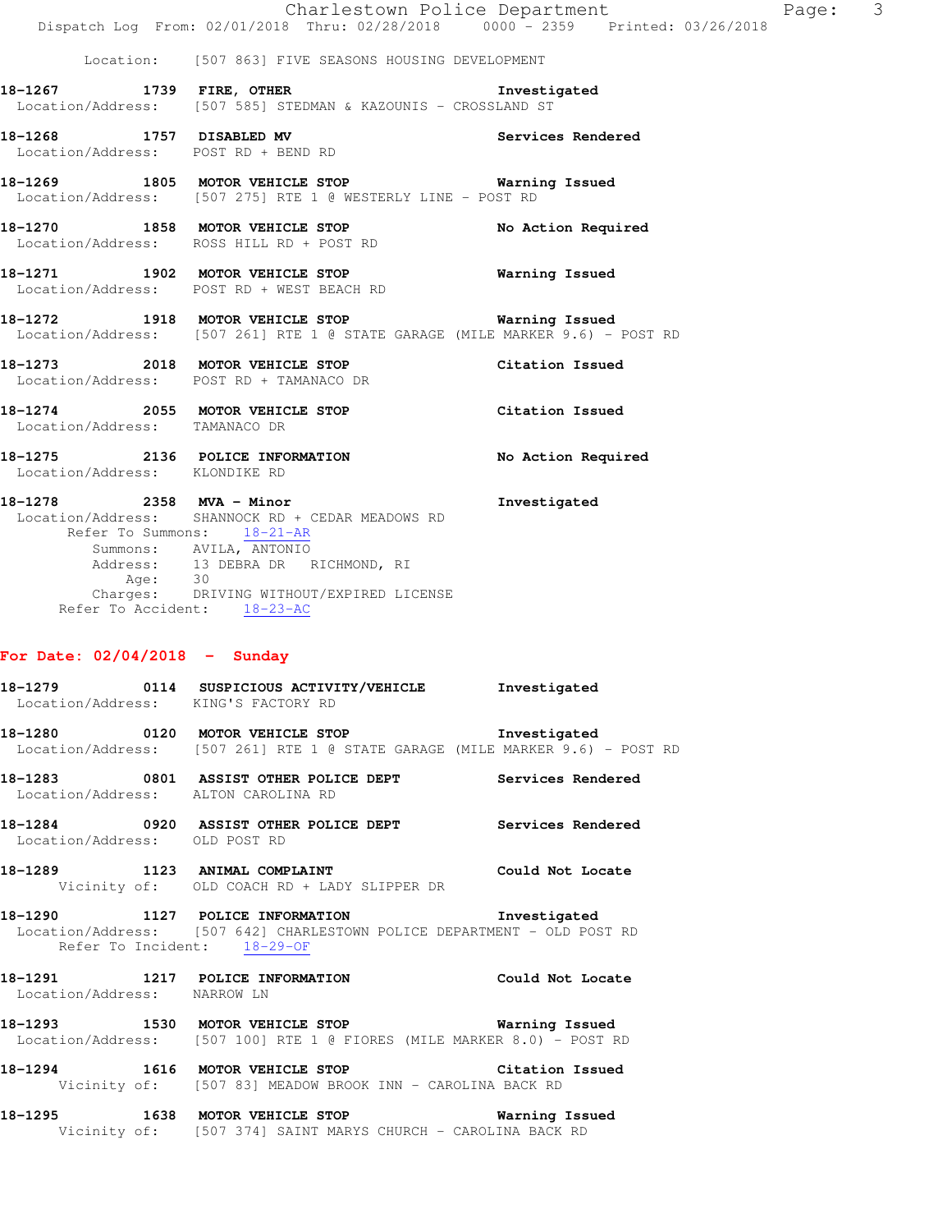Location: [507 863] FIVE SEASONS HOUSING DEVELOPMENT

**18-1267** 1739 **FIRE, OTHER** Investigated
Location/Address: [507 585] STEDMAN & KAZOUNIS - CROSSLAND ST

**18-1268** 1757 **DISABLED MV** Services Rendered
Location/Address: POST RD + BEND RD

**18-1269** 1805 **MOTOR VEHICLE STOP** Warning Issued
Location/Address: [507 275] RTE 1 @ WESTERLY LINE - POST RD

**18-1270** 1858 **MOTOR VEHICLE STOP** No Action Required
Location/Address: ROSS HILL RD + POST RD

**18-1271** 1902 **MOTOR VEHICLE STOP** Warning Issued
Location/Address: POST RD + WEST BEACH RD

**18-1272** 1918 **MOTOR VEHICLE STOP** Warning Issued
Location/Address: [507 261] RTE 1 @ STATE GARAGE (MILE MARKER 9.6) - POST RD

**18-1273** 2018 **MOTOR VEHICLE STOP** Citation Issued
Location/Address: POST RD + TAMANACO DR

**18-1274** 2055 **MOTOR VEHICLE STOP** Citation Issued
Location/Address: TAMANACO DR

**18-1275** 2136 **POLICE INFORMATION** No Action Required
Location/Address: KLONDIKE RD

**18-1278** 2358 **MVA - Minor** Investigated
Location/Address: SHANNOCK RD + CEDAR MEADOWS RD
Refer To Summons: 18-21-AR
Summons: AVILA, ANTONIO
Address: 13 DEBRA DR RICHMOND, RI
Age: 30
Charges: DRIVING WITHOUT/EXPIRED LICENSE
Refer To Accident: 18-23-AC

## For Date: 02/04/2018 - Sunday

**18-1279** 0114 **SUSPICIOUS ACTIVITY/VEHICLE** Investigated
Location/Address: KING'S FACTORY RD

**18-1280** 0120 **MOTOR VEHICLE STOP** Investigated
Location/Address: [507 261] RTE 1 @ STATE GARAGE (MILE MARKER 9.6) - POST RD

**18-1283** 0801 **ASSIST OTHER POLICE DEPT** Services Rendered
Location/Address: ALTON CAROLINA RD

**18-1284** 0920 **ASSIST OTHER POLICE DEPT** Services Rendered
Location/Address: OLD POST RD

**18-1289** 1123 **ANIMAL COMPLAINT** Could Not Locate
Vicinity of: OLD COACH RD + LADY SLIPPER DR

**18-1290** 1127 **POLICE INFORMATION** Investigated
Location/Address: [507 642] CHARLESTOWN POLICE DEPARTMENT - OLD POST RD
Refer To Incident: 18-29-OF

**18-1291** 1217 **POLICE INFORMATION** Could Not Locate
Location/Address: NARROW LN

**18-1293** 1530 **MOTOR VEHICLE STOP** Warning Issued
Location/Address: [507 100] RTE 1 @ FIORES (MILE MARKER 8.0) - POST RD

**18-1294** 1616 **MOTOR VEHICLE STOP** Citation Issued
Vicinity of: [507 83] MEADOW BROOK INN - CAROLINA BACK RD

**18-1295** 1638 **MOTOR VEHICLE STOP** Warning Issued
Vicinity of: [507 374] SAINT MARYS CHURCH - CAROLINA BACK RD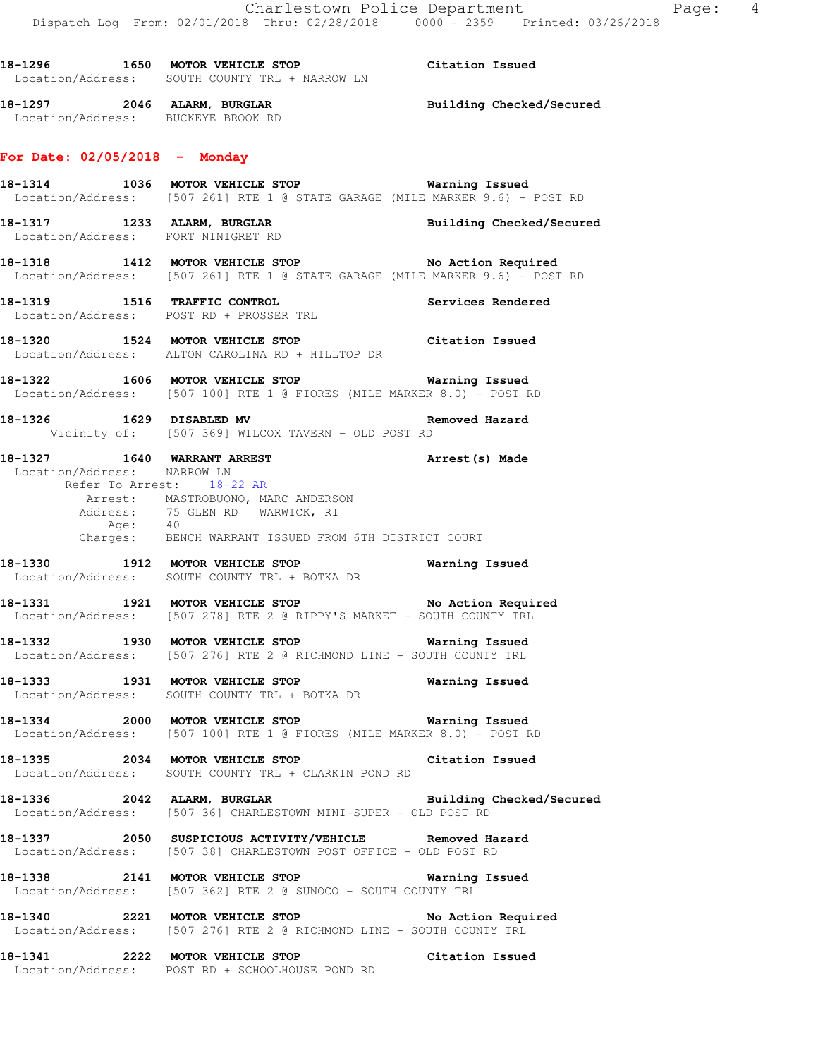18-1296 1650 **MOTOR VEHICLE STOP** **Citation Issued**
Location/Address: SOUTH COUNTY TRL + NARROW LN

18-1297 2046 **ALARM, BURGLAR** **Building Checked/Secured**
Location/Address: BUCKEYE BROOK RD

## For Date: 02/05/2018 - Monday

18-1314 1036 **MOTOR VEHICLE STOP** **Warning Issued**
Location/Address: [507 261] RTE 1 @ STATE GARAGE (MILE MARKER 9.6) - POST RD

18-1317 1233 **ALARM, BURGLAR** **Building Checked/Secured**
Location/Address: FORT NINIGRET RD

18-1318 1412 **MOTOR VEHICLE STOP** **No Action Required**
Location/Address: [507 261] RTE 1 @ STATE GARAGE (MILE MARKER 9.6) - POST RD

18-1319 1516 **TRAFFIC CONTROL** **Services Rendered**
Location/Address: POST RD + PROSSER TRL

18-1320 1524 **MOTOR VEHICLE STOP** **Citation Issued**
Location/Address: ALTON CAROLINA RD + HILLTOP DR

18-1322 1606 **MOTOR VEHICLE STOP** **Warning Issued**
Location/Address: [507 100] RTE 1 @ FIORES (MILE MARKER 8.0) - POST RD

18-1326 1629 **DISABLED MV** **Removed Hazard**
Vicinity of: [507 369] WILCOX TAVERN - OLD POST RD

18-1327 1640 **WARRANT ARREST** **Arrest(s) Made**
Location/Address: NARROW LN
Refer To Arrest: 18-22-AR
Arrest: MASTROBUONO, MARC ANDERSON
Address: 75 GLEN RD WARWICK, RI
Age: 40
Charges: BENCH WARRANT ISSUED FROM 6TH DISTRICT COURT

18-1330 1912 **MOTOR VEHICLE STOP** **Warning Issued**
Location/Address: SOUTH COUNTY TRL + BOTKA DR

18-1331 1921 **MOTOR VEHICLE STOP** **No Action Required**
Location/Address: [507 278] RTE 2 @ RIPPY'S MARKET - SOUTH COUNTY TRL

18-1332 1930 **MOTOR VEHICLE STOP** **Warning Issued**
Location/Address: [507 276] RTE 2 @ RICHMOND LINE - SOUTH COUNTY TRL

18-1333 1931 **MOTOR VEHICLE STOP** **Warning Issued**
Location/Address: SOUTH COUNTY TRL + BOTKA DR

18-1334 2000 **MOTOR VEHICLE STOP** **Warning Issued**
Location/Address: [507 100] RTE 1 @ FIORES (MILE MARKER 8.0) - POST RD

18-1335 2034 **MOTOR VEHICLE STOP** **Citation Issued**
Location/Address: SOUTH COUNTY TRL + CLARKIN POND RD

18-1336 2042 **ALARM, BURGLAR** **Building Checked/Secured**
Location/Address: [507 36] CHARLESTOWN MINI-SUPER - OLD POST RD

18-1337 2050 **SUSPICIOUS ACTIVITY/VEHICLE** **Removed Hazard**
Location/Address: [507 38] CHARLESTOWN POST OFFICE - OLD POST RD

18-1338 2141 **MOTOR VEHICLE STOP** **Warning Issued**
Location/Address: [507 362] RTE 2 @ SUNOCO - SOUTH COUNTY TRL

18-1340 2221 **MOTOR VEHICLE STOP** **No Action Required**
Location/Address: [507 276] RTE 2 @ RICHMOND LINE - SOUTH COUNTY TRL

18-1341 2222 **MOTOR VEHICLE STOP** **Citation Issued**
Location/Address: POST RD + SCHOOLHOUSE POND RD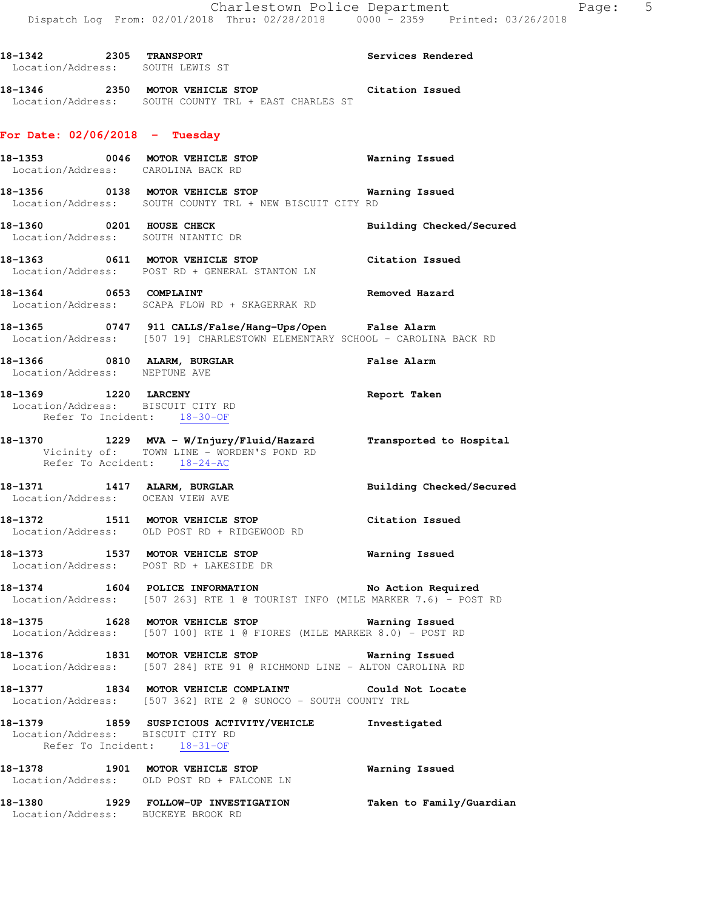18-1342 2305 **TRANSPORT** **Services Rendered**
Location/Address: SOUTH LEWIS ST

18-1346 2350 **MOTOR VEHICLE STOP** **Citation Issued**
Location/Address: SOUTH COUNTY TRL + EAST CHARLES ST

## For Date: 02/06/2018 - Tuesday

18-1353 0046 **MOTOR VEHICLE STOP** **Warning Issued**
Location/Address: CAROLINA BACK RD

18-1356 0138 **MOTOR VEHICLE STOP** **Warning Issued**
Location/Address: SOUTH COUNTY TRL + NEW BISCUIT CITY RD

18-1360 0201 **HOUSE CHECK** **Building Checked/Secured**
Location/Address: SOUTH NIANTIC DR

18-1363 0611 **MOTOR VEHICLE STOP** **Citation Issued**
Location/Address: POST RD + GENERAL STANTON LN

18-1364 0653 **COMPLAINT** **Removed Hazard**
Location/Address: SCAPA FLOW RD + SKAGERRAK RD

18-1365 0747 **911 CALLS/False/Hang-Ups/Open** **False Alarm**
Location/Address: [507 19] CHARLESTOWN ELEMENTARY SCHOOL - CAROLINA BACK RD

18-1366 0810 **ALARM, BURGLAR** **False Alarm**
Location/Address: NEPTUNE AVE

18-1369 1220 **LARCENY** **Report Taken**
Location/Address: BISCUIT CITY RD
Refer To Incident: 18-30-OF

18-1370 1229 **MVA - W/Injury/Fluid/Hazard** **Transported to Hospital**
Vicinity of: TOWN LINE - WORDEN'S POND RD
Refer To Accident: 18-24-AC

18-1371 1417 **ALARM, BURGLAR** **Building Checked/Secured**
Location/Address: OCEAN VIEW AVE

18-1372 1511 **MOTOR VEHICLE STOP** **Citation Issued**
Location/Address: OLD POST RD + RIDGEWOOD RD

18-1373 1537 **MOTOR VEHICLE STOP** **Warning Issued**
Location/Address: POST RD + LAKESIDE DR

18-1374 1604 **POLICE INFORMATION** **No Action Required**
Location/Address: [507 263] RTE 1 @ TOURIST INFO (MILE MARKER 7.6) - POST RD

18-1375 1628 **MOTOR VEHICLE STOP** **Warning Issued**
Location/Address: [507 100] RTE 1 @ FIORES (MILE MARKER 8.0) - POST RD

18-1376 1831 **MOTOR VEHICLE STOP** **Warning Issued**
Location/Address: [507 284] RTE 91 @ RICHMOND LINE - ALTON CAROLINA RD

18-1377 1834 **MOTOR VEHICLE COMPLAINT** **Could Not Locate**
Location/Address: [507 362] RTE 2 @ SUNOCO - SOUTH COUNTY TRL

18-1379 1859 **SUSPICIOUS ACTIVITY/VEHICLE** **Investigated**
Location/Address: BISCUIT CITY RD
Refer To Incident: 18-31-OF

18-1378 1901 **MOTOR VEHICLE STOP** **Warning Issued**
Location/Address: OLD POST RD + FALCONE LN

18-1380 1929 **FOLLOW-UP INVESTIGATION** **Taken to Family/Guardian**
Location/Address: BUCKEYE BROOK RD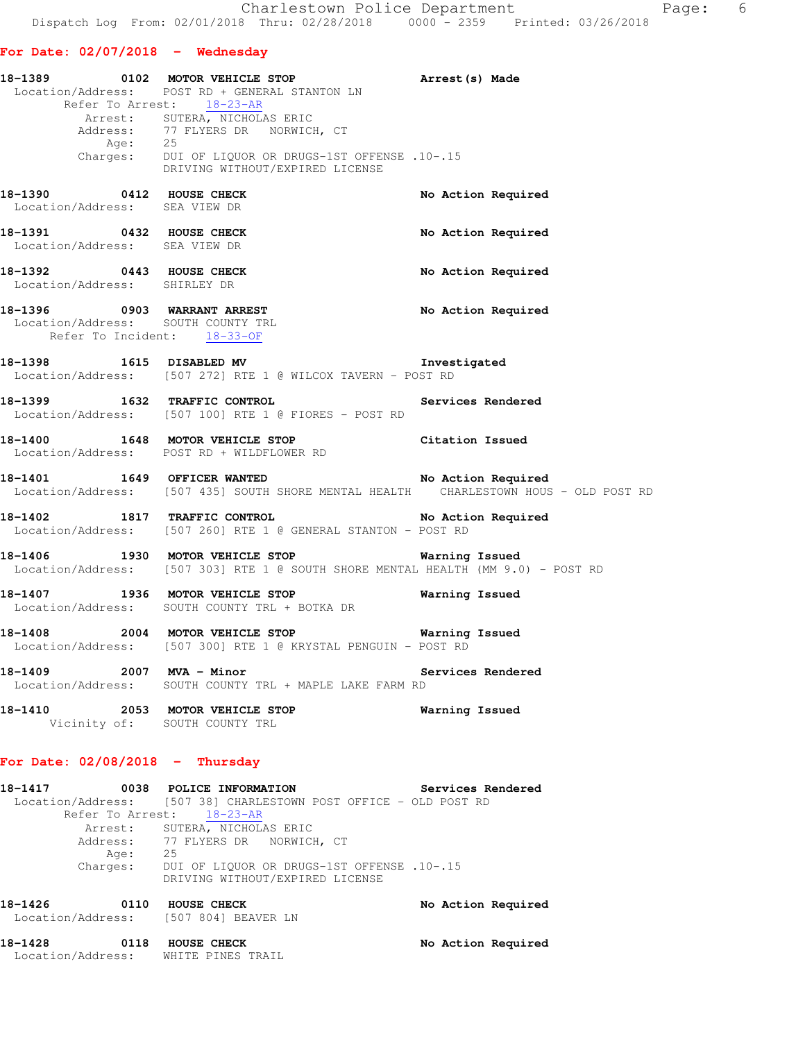## For Date: 02/07/2018 - Wednesday

**18-1389** 0102 **MOTOR VEHICLE STOP** **Arrest(s) Made**
Location/Address: POST RD + GENERAL STANTON LN
Refer To Arrest: 18-23-AR
Arrest: SUTERA, NICHOLAS ERIC
Address: 77 FLYERS DR NORWICH, CT
Age: 25
Charges: DUI OF LIQUOR OR DRUGS-1ST OFFENSE .10-.15
DRIVING WITHOUT/EXPIRED LICENSE

**18-1390** 0412 **HOUSE CHECK** **No Action Required**
Location/Address: SEA VIEW DR

**18-1391** 0432 **HOUSE CHECK** **No Action Required**
Location/Address: SEA VIEW DR

**18-1392** 0443 **HOUSE CHECK** **No Action Required**
Location/Address: SHIRLEY DR

**18-1396** 0903 **WARRANT ARREST** **No Action Required**
Location/Address: SOUTH COUNTY TRL
Refer To Incident: 18-33-OF

**18-1398** 1615 **DISABLED MV** **Investigated**
Location/Address: [507 272] RTE 1 @ WILCOX TAVERN - POST RD

**18-1399** 1632 **TRAFFIC CONTROL** **Services Rendered**
Location/Address: [507 100] RTE 1 @ FIORES - POST RD

**18-1400** 1648 **MOTOR VEHICLE STOP** **Citation Issued**
Location/Address: POST RD + WILDFLOWER RD

**18-1401** 1649 **OFFICER WANTED** **No Action Required**
Location/Address: [507 435] SOUTH SHORE MENTAL HEALTH CHARLESTOWN HOUS - OLD POST RD

**18-1402** 1817 **TRAFFIC CONTROL** **No Action Required**
Location/Address: [507 260] RTE 1 @ GENERAL STANTON - POST RD

**18-1406** 1930 **MOTOR VEHICLE STOP** **Warning Issued**
Location/Address: [507 303] RTE 1 @ SOUTH SHORE MENTAL HEALTH (MM 9.0) - POST RD

**18-1407** 1936 **MOTOR VEHICLE STOP** **Warning Issued**
Location/Address: SOUTH COUNTY TRL + BOTKA DR

**18-1408** 2004 **MOTOR VEHICLE STOP** **Warning Issued**
Location/Address: [507 300] RTE 1 @ KRYSTAL PENGUIN - POST RD

**18-1409** 2007 **MVA - Minor** **Services Rendered**
Location/Address: SOUTH COUNTY TRL + MAPLE LAKE FARM RD

**18-1410** 2053 **MOTOR VEHICLE STOP** **Warning Issued**
Vicinity of: SOUTH COUNTY TRL

## For Date: 02/08/2018 - Thursday

**18-1417** 0038 **POLICE INFORMATION** **Services Rendered**
Location/Address: [507 38] CHARLESTOWN POST OFFICE - OLD POST RD
Refer To Arrest: 18-23-AR
Arrest: SUTERA, NICHOLAS ERIC
Address: 77 FLYERS DR NORWICH, CT
Age: 25
Charges: DUI OF LIQUOR OR DRUGS-1ST OFFENSE .10-.15
DRIVING WITHOUT/EXPIRED LICENSE

**18-1426** 0110 **HOUSE CHECK** **No Action Required**
Location/Address: [507 804] BEAVER LN

**18-1428** 0118 **HOUSE CHECK** **No Action Required**
Location/Address: WHITE PINES TRAIL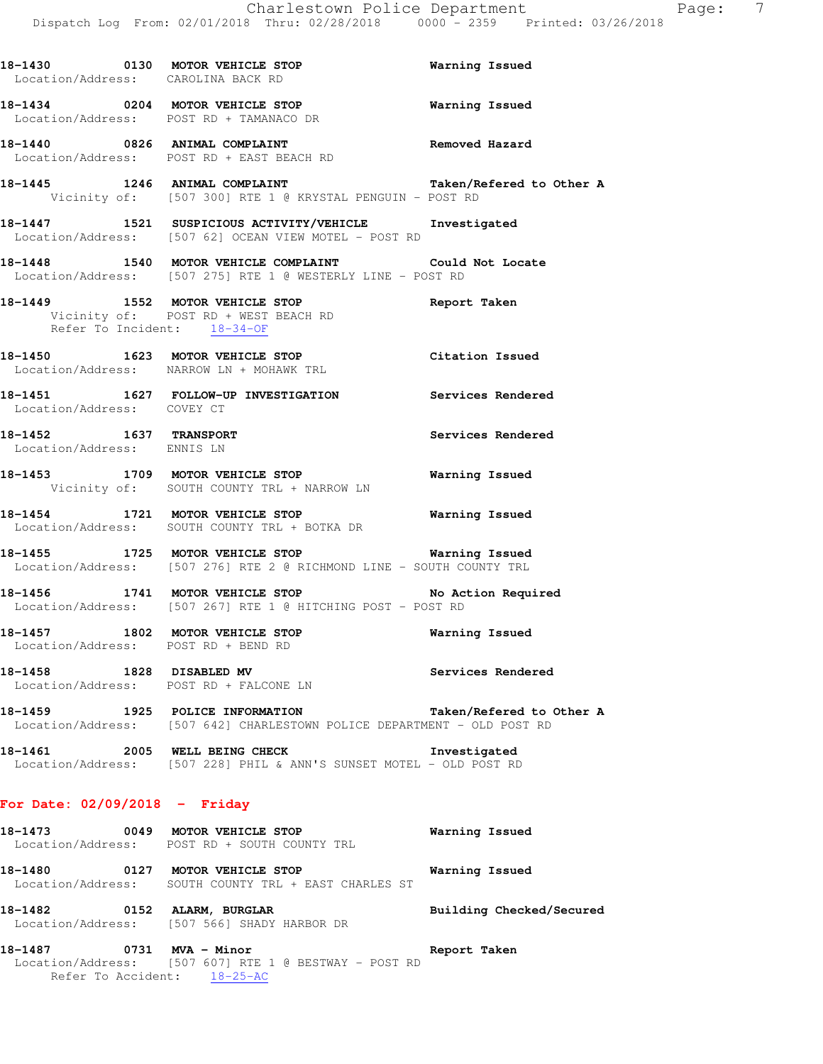18-1430 0130 **MOTOR VEHICLE STOP** **Warning Issued**
Location/Address: CAROLINA BACK RD

18-1434 0204 **MOTOR VEHICLE STOP** **Warning Issued**
Location/Address: POST RD + TAMANACO DR

18-1440 0826 **ANIMAL COMPLAINT** **Removed Hazard**
Location/Address: POST RD + EAST BEACH RD

18-1445 1246 **ANIMAL COMPLAINT** **Taken/Refered to Other A**
Vicinity of: [507 300] RTE 1 @ KRYSTAL PENGUIN - POST RD

18-1447 1521 **SUSPICIOUS ACTIVITY/VEHICLE** **Investigated**
Location/Address: [507 62] OCEAN VIEW MOTEL - POST RD

18-1448 1540 **MOTOR VEHICLE COMPLAINT** **Could Not Locate**
Location/Address: [507 275] RTE 1 @ WESTERLY LINE - POST RD

18-1449 1552 **MOTOR VEHICLE STOP** **Report Taken**
Vicinity of: POST RD + WEST BEACH RD
Refer To Incident: 18-34-OF

18-1450 1623 **MOTOR VEHICLE STOP** **Citation Issued**
Location/Address: NARROW LN + MOHAWK TRL

18-1451 1627 **FOLLOW-UP INVESTIGATION** **Services Rendered**
Location/Address: COVEY CT

18-1452 1637 **TRANSPORT** **Services Rendered**
Location/Address: ENNIS LN

18-1453 1709 **MOTOR VEHICLE STOP** **Warning Issued**
Vicinity of: SOUTH COUNTY TRL + NARROW LN

18-1454 1721 **MOTOR VEHICLE STOP** **Warning Issued**
Location/Address: SOUTH COUNTY TRL + BOTKA DR

18-1455 1725 **MOTOR VEHICLE STOP** **Warning Issued**
Location/Address: [507 276] RTE 2 @ RICHMOND LINE - SOUTH COUNTY TRL

18-1456 1741 **MOTOR VEHICLE STOP** **No Action Required**
Location/Address: [507 267] RTE 1 @ HITCHING POST - POST RD

18-1457 1802 **MOTOR VEHICLE STOP** **Warning Issued**
Location/Address: POST RD + BEND RD

18-1458 1828 **DISABLED MV** **Services Rendered**
Location/Address: POST RD + FALCONE LN

18-1459 1925 **POLICE INFORMATION** **Taken/Refered to Other A**
Location/Address: [507 642] CHARLESTOWN POLICE DEPARTMENT - OLD POST RD

18-1461 2005 **WELL BEING CHECK** **Investigated**
Location/Address: [507 228] PHIL & ANN'S SUNSET MOTEL - OLD POST RD

## For Date: 02/09/2018 - Friday

18-1473 0049 **MOTOR VEHICLE STOP** **Warning Issued**
Location/Address: POST RD + SOUTH COUNTY TRL

18-1480 0127 **MOTOR VEHICLE STOP** **Warning Issued**
Location/Address: SOUTH COUNTY TRL + EAST CHARLES ST

18-1482 0152 **ALARM, BURGLAR** **Building Checked/Secured**
Location/Address: [507 566] SHADY HARBOR DR

18-1487 0731 **MVA - Minor** **Report Taken**
Location/Address: [507 607] RTE 1 @ BESTWAY - POST RD
Refer To Accident: 18-25-AC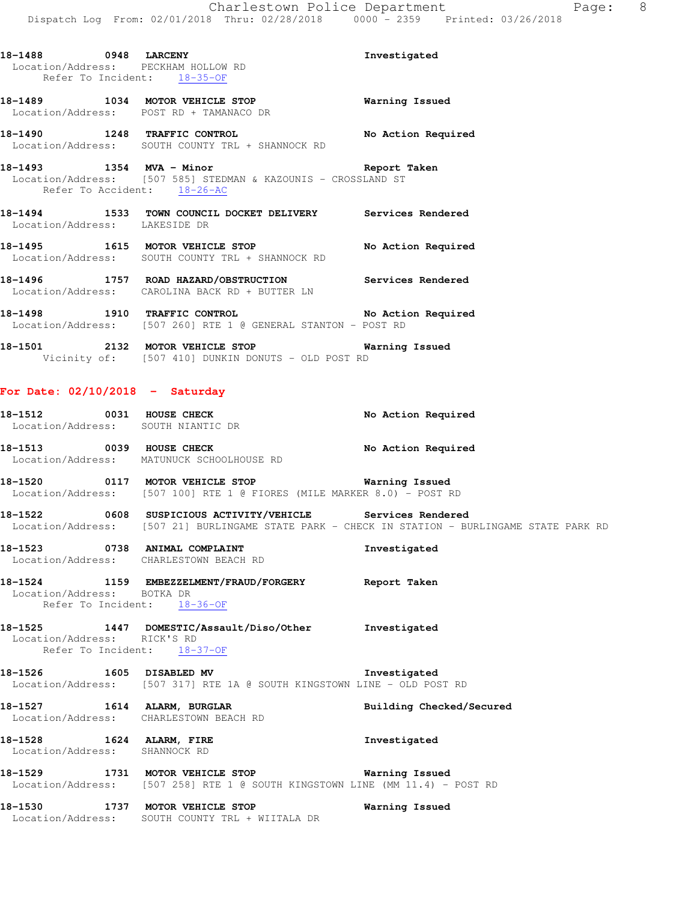18-1488 0948 **LARCENY** Investigated
Location/Address: PECKHAM HOLLOW RD
Refer To Incident: 18-35-OF

18-1489 1034 **MOTOR VEHICLE STOP** Warning Issued
Location/Address: POST RD + TAMANACO DR

18-1490 1248 **TRAFFIC CONTROL** No Action Required
Location/Address: SOUTH COUNTY TRL + SHANNOCK RD

18-1493 1354 **MVA - Minor** Report Taken
Location/Address: [507 585] STEDMAN & KAZOUNIS - CROSSLAND ST
Refer To Accident: 18-26-AC

18-1494 1533 **TOWN COUNCIL DOCKET DELIVERY** Services Rendered
Location/Address: LAKESIDE DR

18-1495 1615 **MOTOR VEHICLE STOP** No Action Required
Location/Address: SOUTH COUNTY TRL + SHANNOCK RD

18-1496 1757 **ROAD HAZARD/OBSTRUCTION** Services Rendered
Location/Address: CAROLINA BACK RD + BUTTER LN

18-1498 1910 **TRAFFIC CONTROL** No Action Required
Location/Address: [507 260] RTE 1 @ GENERAL STANTON - POST RD

18-1501 2132 **MOTOR VEHICLE STOP** Warning Issued
Vicinity of: [507 410] DUNKIN DONUTS - OLD POST RD

## For Date: 02/10/2018 - Saturday

18-1512 0031 **HOUSE CHECK** No Action Required
Location/Address: SOUTH NIANTIC DR

18-1513 0039 **HOUSE CHECK** No Action Required
Location/Address: MATUNUCK SCHOOLHOUSE RD

18-1520 0117 **MOTOR VEHICLE STOP** Warning Issued
Location/Address: [507 100] RTE 1 @ FIORES (MILE MARKER 8.0) - POST RD

18-1522 0608 **SUSPICIOUS ACTIVITY/VEHICLE** Services Rendered
Location/Address: [507 21] BURLINGAME STATE PARK - CHECK IN STATION - BURLINGAME STATE PARK RD

18-1523 0738 **ANIMAL COMPLAINT** Investigated
Location/Address: CHARLESTOWN BEACH RD

18-1524 1159 **EMBEZZELMENT/FRAUD/FORGERY** Report Taken
Location/Address: BOTKA DR
Refer To Incident: 18-36-OF

18-1525 1447 **DOMESTIC/Assault/Diso/Other** Investigated
Location/Address: RICK'S RD
Refer To Incident: 18-37-OF

18-1526 1605 **DISABLED MV** Investigated
Location/Address: [507 317] RTE 1A @ SOUTH KINGSTOWN LINE - OLD POST RD

18-1527 1614 **ALARM, BURGLAR** Building Checked/Secured
Location/Address: CHARLESTOWN BEACH RD

18-1528 1624 **ALARM, FIRE** Investigated
Location/Address: SHANNOCK RD

18-1529 1731 **MOTOR VEHICLE STOP** Warning Issued
Location/Address: [507 258] RTE 1 @ SOUTH KINGSTOWN LINE (MM 11.4) - POST RD

18-1530 1737 **MOTOR VEHICLE STOP** Warning Issued
Location/Address: SOUTH COUNTY TRL + WIITALA DR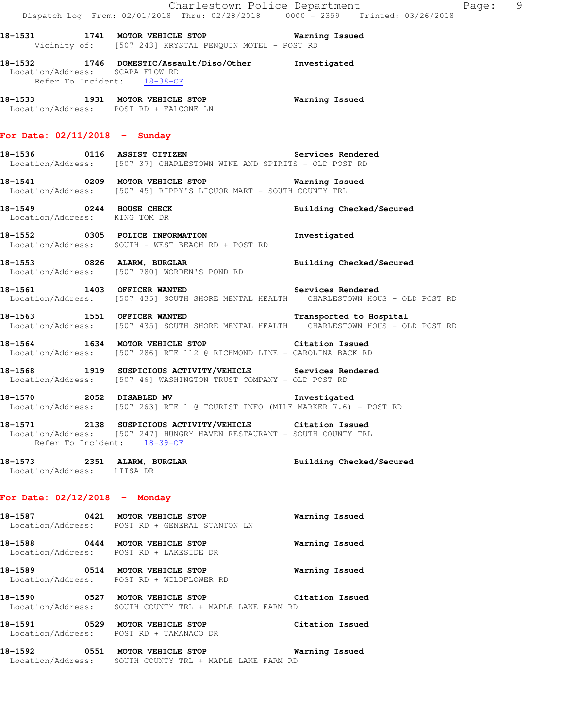18-1531 1741 **MOTOR VEHICLE STOP** **Warning Issued**
Vicinity of: [507 243] KRYSTAL PENQUIN MOTEL - POST RD

18-1532 1746 **DOMESTIC/Assault/Diso/Other** **Investigated**
Location/Address: SCAPA FLOW RD
Refer To Incident: 18-38-OF

18-1533 1931 **MOTOR VEHICLE STOP** **Warning Issued**
Location/Address: POST RD + FALCONE LN

## For Date: 02/11/2018 - Sunday

18-1536 0116 **ASSIST CITIZEN** **Services Rendered**
Location/Address: [507 37] CHARLESTOWN WINE AND SPIRITS - OLD POST RD

18-1541 0209 **MOTOR VEHICLE STOP** **Warning Issued**
Location/Address: [507 45] RIPPY'S LIQUOR MART - SOUTH COUNTY TRL

18-1549 0244 **HOUSE CHECK** **Building Checked/Secured**
Location/Address: KING TOM DR

18-1552 0305 **POLICE INFORMATION** **Investigated**
Location/Address: SOUTH - WEST BEACH RD + POST RD

18-1553 0826 **ALARM, BURGLAR** **Building Checked/Secured**
Location/Address: [507 780] WORDEN'S POND RD

18-1561 1403 **OFFICER WANTED** **Services Rendered**
Location/Address: [507 435] SOUTH SHORE MENTAL HEALTH CHARLESTOWN HOUS - OLD POST RD

18-1563 1551 **OFFICER WANTED** **Transported to Hospital**
Location/Address: [507 435] SOUTH SHORE MENTAL HEALTH CHARLESTOWN HOUS - OLD POST RD

18-1564 1634 **MOTOR VEHICLE STOP** **Citation Issued**
Location/Address: [507 286] RTE 112 @ RICHMOND LINE - CAROLINA BACK RD

18-1568 1919 **SUSPICIOUS ACTIVITY/VEHICLE** **Services Rendered**
Location/Address: [507 46] WASHINGTON TRUST COMPANY - OLD POST RD

18-1570 2052 **DISABLED MV** **Investigated**
Location/Address: [507 263] RTE 1 @ TOURIST INFO (MILE MARKER 7.6) - POST RD

18-1571 2138 **SUSPICIOUS ACTIVITY/VEHICLE** **Citation Issued**
Location/Address: [507 247] HUNGRY HAVEN RESTAURANT - SOUTH COUNTY TRL
Refer To Incident: 18-39-OF

18-1573 2351 **ALARM, BURGLAR** **Building Checked/Secured**
Location/Address: LIISA DR

## For Date: 02/12/2018 - Monday

18-1587 0421 **MOTOR VEHICLE STOP** **Warning Issued**
Location/Address: POST RD + GENERAL STANTON LN

18-1588 0444 **MOTOR VEHICLE STOP** **Warning Issued**
Location/Address: POST RD + LAKESIDE DR

18-1589 0514 **MOTOR VEHICLE STOP** **Warning Issued**
Location/Address: POST RD + WILDFLOWER RD

18-1590 0527 **MOTOR VEHICLE STOP** **Citation Issued**
Location/Address: SOUTH COUNTY TRL + MAPLE LAKE FARM RD

18-1591 0529 **MOTOR VEHICLE STOP** **Citation Issued**
Location/Address: POST RD + TAMANACO DR

18-1592 0551 **MOTOR VEHICLE STOP** **Warning Issued**
Location/Address: SOUTH COUNTY TRL + MAPLE LAKE FARM RD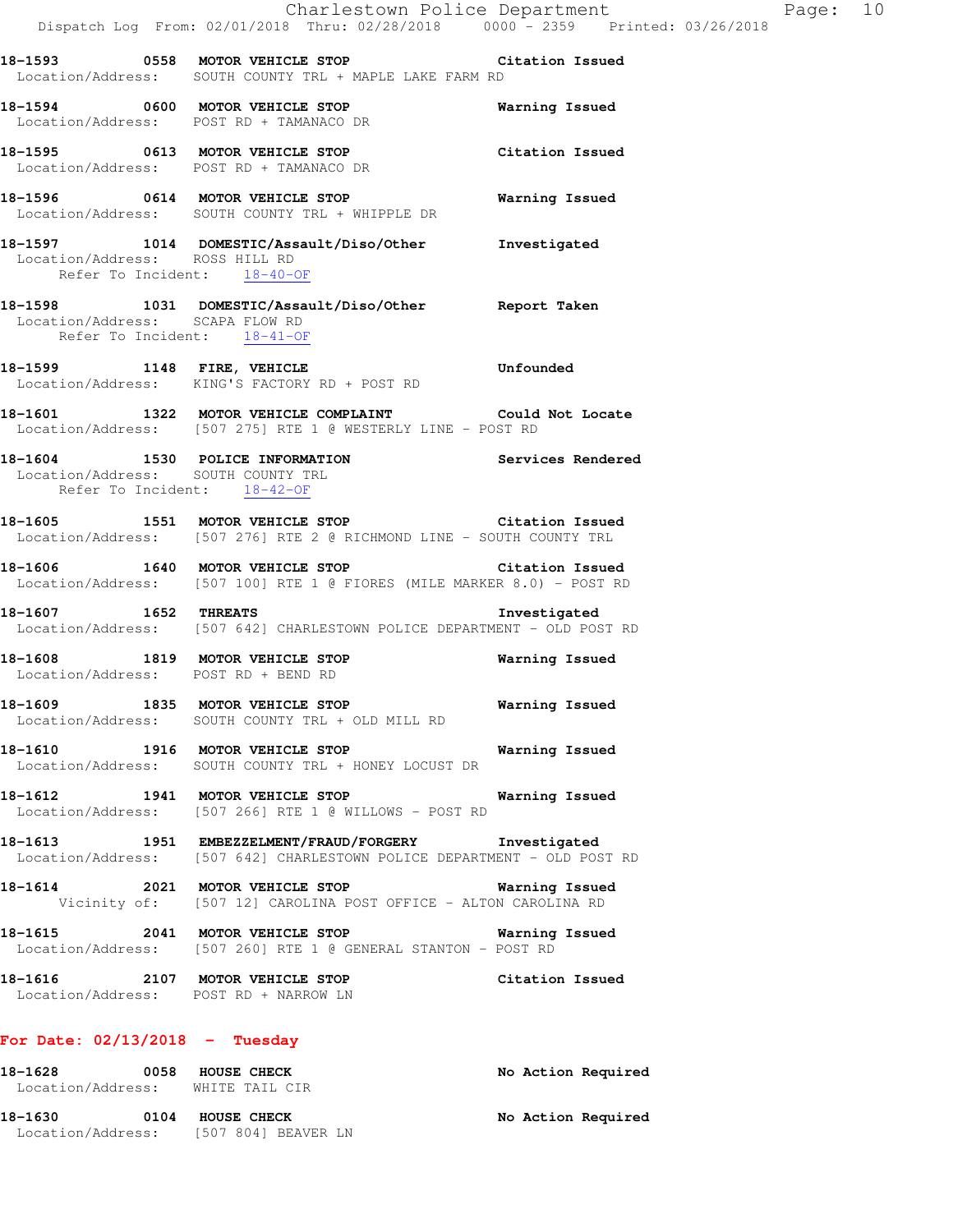**18-1593 0558 MOTOR VEHICLE STOP** Citation Issued
Location/Address: SOUTH COUNTY TRL + MAPLE LAKE FARM RD

**18-1594 0600 MOTOR VEHICLE STOP** Warning Issued
Location/Address: POST RD + TAMANACO DR

**18-1595 0613 MOTOR VEHICLE STOP** Citation Issued
Location/Address: POST RD + TAMANACO DR

**18-1596 0614 MOTOR VEHICLE STOP** Warning Issued
Location/Address: SOUTH COUNTY TRL + WHIPPLE DR

**18-1597 1014 DOMESTIC/Assault/Diso/Other** Investigated
Location/Address: ROSS HILL RD
Refer To Incident: 18-40-OF

**18-1598 1031 DOMESTIC/Assault/Diso/Other** Report Taken
Location/Address: SCAPA FLOW RD
Refer To Incident: 18-41-OF

**18-1599 1148 FIRE, VEHICLE** Unfounded
Location/Address: KING'S FACTORY RD + POST RD

**18-1601 1322 MOTOR VEHICLE COMPLAINT** Could Not Locate
Location/Address: [507 275] RTE 1 @ WESTERLY LINE - POST RD

**18-1604 1530 POLICE INFORMATION** Services Rendered
Location/Address: SOUTH COUNTY TRL
Refer To Incident: 18-42-OF

**18-1605 1551 MOTOR VEHICLE STOP** Citation Issued
Location/Address: [507 276] RTE 2 @ RICHMOND LINE - SOUTH COUNTY TRL

**18-1606 1640 MOTOR VEHICLE STOP** Citation Issued
Location/Address: [507 100] RTE 1 @ FIORES (MILE MARKER 8.0) - POST RD

**18-1607 1652 THREATS** Investigated
Location/Address: [507 642] CHARLESTOWN POLICE DEPARTMENT - OLD POST RD

**18-1608 1819 MOTOR VEHICLE STOP** Warning Issued
Location/Address: POST RD + BEND RD

**18-1609 1835 MOTOR VEHICLE STOP** Warning Issued
Location/Address: SOUTH COUNTY TRL + OLD MILL RD

**18-1610 1916 MOTOR VEHICLE STOP** Warning Issued
Location/Address: SOUTH COUNTY TRL + HONEY LOCUST DR

**18-1612 1941 MOTOR VEHICLE STOP** Warning Issued
Location/Address: [507 266] RTE 1 @ WILLOWS - POST RD

**18-1613 1951 EMBEZZELMENT/FRAUD/FORGERY** Investigated
Location/Address: [507 642] CHARLESTOWN POLICE DEPARTMENT - OLD POST RD

**18-1614 2021 MOTOR VEHICLE STOP** Warning Issued
Vicinity of: [507 12] CAROLINA POST OFFICE - ALTON CAROLINA RD

**18-1615 2041 MOTOR VEHICLE STOP** Warning Issued
Location/Address: [507 260] RTE 1 @ GENERAL STANTON - POST RD

**18-1616 2107 MOTOR VEHICLE STOP** Citation Issued
Location/Address: POST RD + NARROW LN

## For Date: 02/13/2018 - Tuesday

**18-1628 0058 HOUSE CHECK** No Action Required
Location/Address: WHITE TAIL CIR

**18-1630 0104 HOUSE CHECK** No Action Required
Location/Address: [507 804] BEAVER LN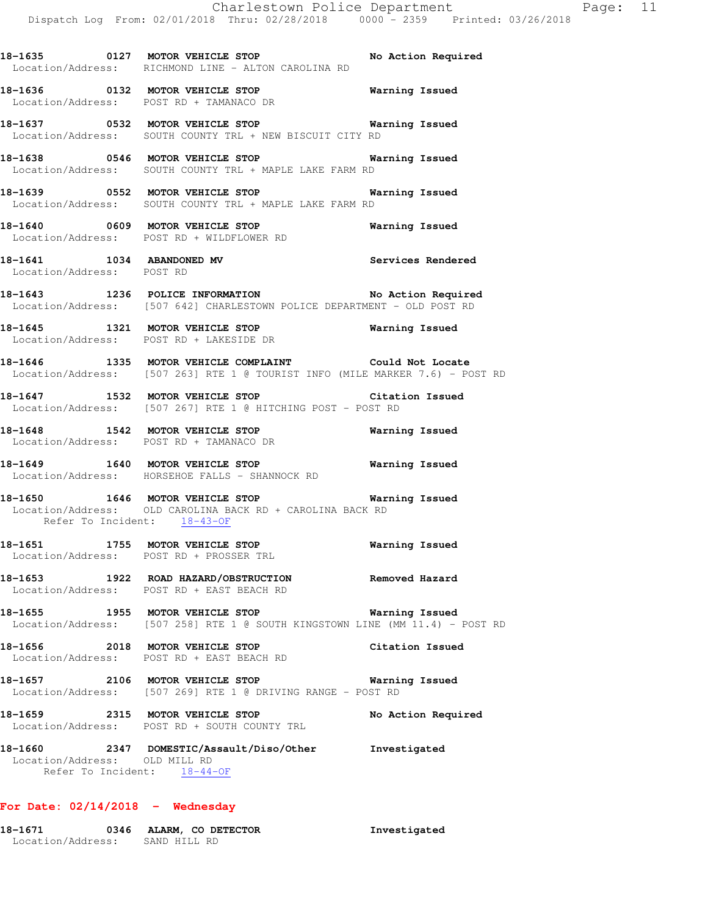**18-1635 0127 MOTOR VEHICLE STOP** — **No Action Required**
Location/Address: RICHMOND LINE - ALTON CAROLINA RD

**18-1636 0132 MOTOR VEHICLE STOP** — **Warning Issued**
Location/Address: POST RD + TAMANACO DR

**18-1637 0532 MOTOR VEHICLE STOP** — **Warning Issued**
Location/Address: SOUTH COUNTY TRL + NEW BISCUIT CITY RD

**18-1638 0546 MOTOR VEHICLE STOP** — **Warning Issued**
Location/Address: SOUTH COUNTY TRL + MAPLE LAKE FARM RD

**18-1639 0552 MOTOR VEHICLE STOP** — **Warning Issued**
Location/Address: SOUTH COUNTY TRL + MAPLE LAKE FARM RD

**18-1640 0609 MOTOR VEHICLE STOP** — **Warning Issued**
Location/Address: POST RD + WILDFLOWER RD

**18-1641 1034 ABANDONED MV** — **Services Rendered**
Location/Address: POST RD

**18-1643 1236 POLICE INFORMATION** — **No Action Required**
Location/Address: [507 642] CHARLESTOWN POLICE DEPARTMENT - OLD POST RD

**18-1645 1321 MOTOR VEHICLE STOP** — **Warning Issued**
Location/Address: POST RD + LAKESIDE DR

**18-1646 1335 MOTOR VEHICLE COMPLAINT** — **Could Not Locate**
Location/Address: [507 263] RTE 1 @ TOURIST INFO (MILE MARKER 7.6) - POST RD

**18-1647 1532 MOTOR VEHICLE STOP** — **Citation Issued**
Location/Address: [507 267] RTE 1 @ HITCHING POST - POST RD

**18-1648 1542 MOTOR VEHICLE STOP** — **Warning Issued**
Location/Address: POST RD + TAMANACO DR

**18-1649 1640 MOTOR VEHICLE STOP** — **Warning Issued**
Location/Address: HORSEHOE FALLS - SHANNOCK RD

**18-1650 1646 MOTOR VEHICLE STOP** — **Warning Issued**
Location/Address: OLD CAROLINA BACK RD + CAROLINA BACK RD
Refer To Incident: 18-43-OF

**18-1651 1755 MOTOR VEHICLE STOP** — **Warning Issued**
Location/Address: POST RD + PROSSER TRL

**18-1653 1922 ROAD HAZARD/OBSTRUCTION** — **Removed Hazard**
Location/Address: POST RD + EAST BEACH RD

**18-1655 1955 MOTOR VEHICLE STOP** — **Warning Issued**
Location/Address: [507 258] RTE 1 @ SOUTH KINGSTOWN LINE (MM 11.4) - POST RD

**18-1656 2018 MOTOR VEHICLE STOP** — **Citation Issued**
Location/Address: POST RD + EAST BEACH RD

**18-1657 2106 MOTOR VEHICLE STOP** — **Warning Issued**
Location/Address: [507 269] RTE 1 @ DRIVING RANGE - POST RD

**18-1659 2315 MOTOR VEHICLE STOP** — **No Action Required**
Location/Address: POST RD + SOUTH COUNTY TRL

**18-1660 2347 DOMESTIC/Assault/Diso/Other** — **Investigated**
Location/Address: OLD MILL RD
Refer To Incident: 18-44-OF

## For Date: 02/14/2018 - Wednesday

**18-1671 0346 ALARM, CO DETECTOR** — **Investigated**
Location/Address: SAND HILL RD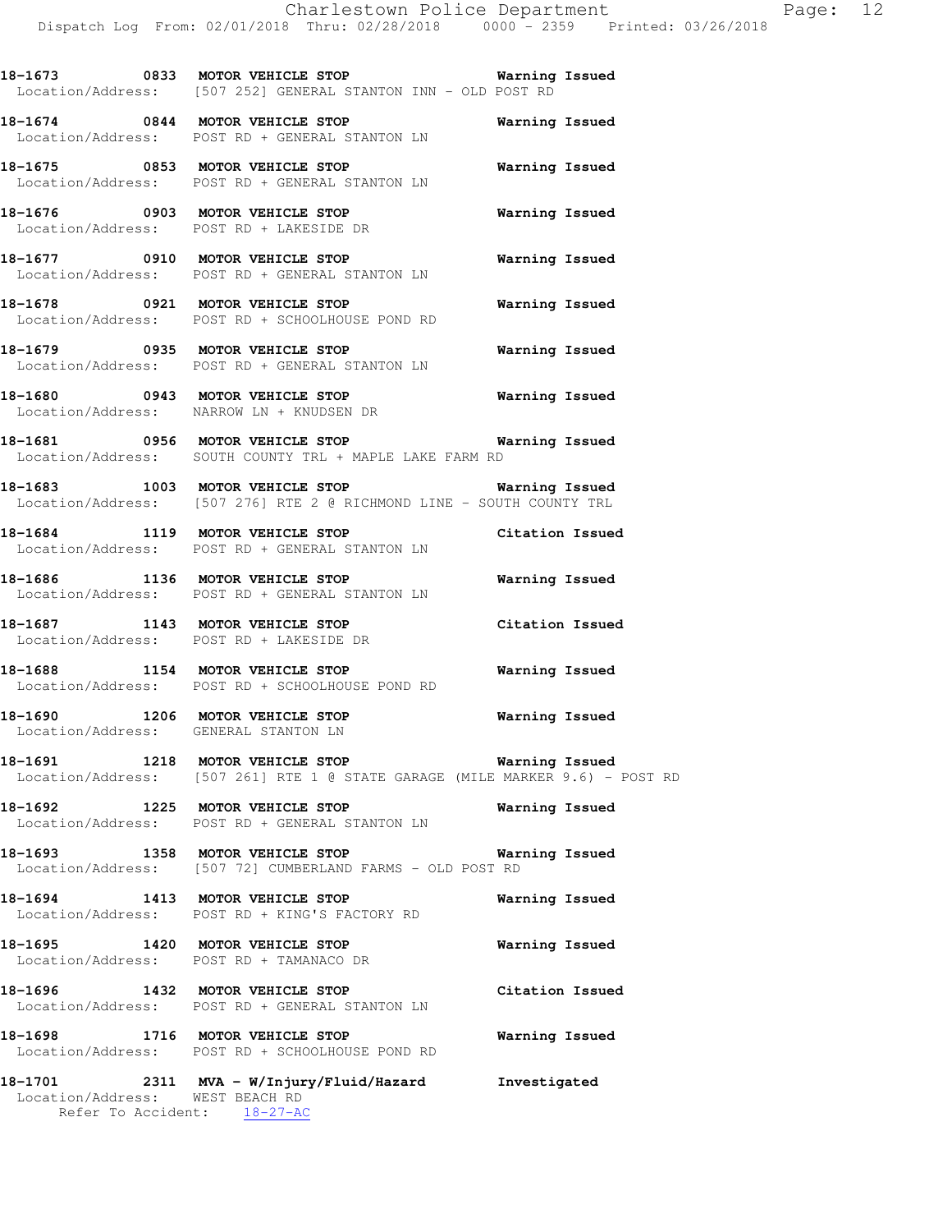**18-1673 0833 MOTOR VEHICLE STOP Warning Issued**
Location/Address: [507 252] GENERAL STANTON INN - OLD POST RD

**18-1674 0844 MOTOR VEHICLE STOP Warning Issued**
Location/Address: POST RD + GENERAL STANTON LN

**18-1675 0853 MOTOR VEHICLE STOP Warning Issued**
Location/Address: POST RD + GENERAL STANTON LN

**18-1676 0903 MOTOR VEHICLE STOP Warning Issued**
Location/Address: POST RD + LAKESIDE DR

**18-1677 0910 MOTOR VEHICLE STOP Warning Issued**
Location/Address: POST RD + GENERAL STANTON LN

**18-1678 0921 MOTOR VEHICLE STOP Warning Issued**
Location/Address: POST RD + SCHOOLHOUSE POND RD

**18-1679 0935 MOTOR VEHICLE STOP Warning Issued**
Location/Address: POST RD + GENERAL STANTON LN

**18-1680 0943 MOTOR VEHICLE STOP Warning Issued**
Location/Address: NARROW LN + KNUDSEN DR

**18-1681 0956 MOTOR VEHICLE STOP Warning Issued**
Location/Address: SOUTH COUNTY TRL + MAPLE LAKE FARM RD

**18-1683 1003 MOTOR VEHICLE STOP Warning Issued**
Location/Address: [507 276] RTE 2 @ RICHMOND LINE - SOUTH COUNTY TRL

**18-1684 1119 MOTOR VEHICLE STOP Citation Issued**
Location/Address: POST RD + GENERAL STANTON LN

**18-1686 1136 MOTOR VEHICLE STOP Warning Issued**
Location/Address: POST RD + GENERAL STANTON LN

**18-1687 1143 MOTOR VEHICLE STOP Citation Issued**
Location/Address: POST RD + LAKESIDE DR

**18-1688 1154 MOTOR VEHICLE STOP Warning Issued**
Location/Address: POST RD + SCHOOLHOUSE POND RD

**18-1690 1206 MOTOR VEHICLE STOP Warning Issued**
Location/Address: GENERAL STANTON LN

**18-1691 1218 MOTOR VEHICLE STOP Warning Issued**
Location/Address: [507 261] RTE 1 @ STATE GARAGE (MILE MARKER 9.6) - POST RD

**18-1692 1225 MOTOR VEHICLE STOP Warning Issued**
Location/Address: POST RD + GENERAL STANTON LN

**18-1693 1358 MOTOR VEHICLE STOP Warning Issued**
Location/Address: [507 72] CUMBERLAND FARMS - OLD POST RD

**18-1694 1413 MOTOR VEHICLE STOP Warning Issued**
Location/Address: POST RD + KING'S FACTORY RD

**18-1695 1420 MOTOR VEHICLE STOP Warning Issued**
Location/Address: POST RD + TAMANACO DR

**18-1696 1432 MOTOR VEHICLE STOP Citation Issued**
Location/Address: POST RD + GENERAL STANTON LN

**18-1698 1716 MOTOR VEHICLE STOP Warning Issued**
Location/Address: POST RD + SCHOOLHOUSE POND RD

**18-1701 2311 MVA - W/Injury/Fluid/Hazard Investigated**
Location/Address: WEST BEACH RD
Refer To Accident: 18-27-AC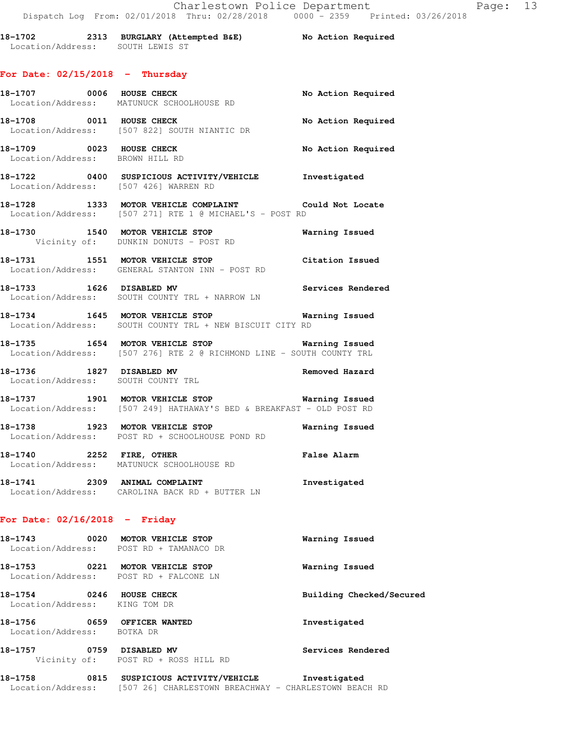18-1702 2313 BURGLARY (Attempted B&E) No Action Required
Location/Address: SOUTH LEWIS ST

## For Date: 02/15/2018 - Thursday

18-1707 0006 HOUSE CHECK No Action Required
Location/Address: MATUNUCK SCHOOLHOUSE RD

18-1708 0011 HOUSE CHECK No Action Required
Location/Address: [507 822] SOUTH NIANTIC DR

18-1709 0023 HOUSE CHECK No Action Required
Location/Address: BROWN HILL RD

18-1722 0400 SUSPICIOUS ACTIVITY/VEHICLE Investigated
Location/Address: [507 426] WARREN RD

18-1728 1333 MOTOR VEHICLE COMPLAINT Could Not Locate
Location/Address: [507 271] RTE 1 @ MICHAEL'S - POST RD

18-1730 1540 MOTOR VEHICLE STOP Warning Issued
Vicinity of: DUNKIN DONUTS - POST RD

18-1731 1551 MOTOR VEHICLE STOP Citation Issued
Location/Address: GENERAL STANTON INN - POST RD

18-1733 1626 DISABLED MV Services Rendered
Location/Address: SOUTH COUNTY TRL + NARROW LN

18-1734 1645 MOTOR VEHICLE STOP Warning Issued
Location/Address: SOUTH COUNTY TRL + NEW BISCUIT CITY RD

18-1735 1654 MOTOR VEHICLE STOP Warning Issued
Location/Address: [507 276] RTE 2 @ RICHMOND LINE - SOUTH COUNTY TRL

18-1736 1827 DISABLED MV Removed Hazard
Location/Address: SOUTH COUNTY TRL

18-1737 1901 MOTOR VEHICLE STOP Warning Issued
Location/Address: [507 249] HATHAWAY'S BED & BREAKFAST - OLD POST RD

18-1738 1923 MOTOR VEHICLE STOP Warning Issued
Location/Address: POST RD + SCHOOLHOUSE POND RD

18-1740 2252 FIRE, OTHER False Alarm
Location/Address: MATUNUCK SCHOOLHOUSE RD

18-1741 2309 ANIMAL COMPLAINT Investigated
Location/Address: CAROLINA BACK RD + BUTTER LN

## For Date: 02/16/2018 - Friday

18-1743 0020 MOTOR VEHICLE STOP Warning Issued
Location/Address: POST RD + TAMANACO DR

18-1753 0221 MOTOR VEHICLE STOP Warning Issued
Location/Address: POST RD + FALCONE LN

18-1754 0246 HOUSE CHECK Building Checked/Secured
Location/Address: KING TOM DR

18-1756 0659 OFFICER WANTED Investigated
Location/Address: BOTKA DR

18-1757 0759 DISABLED MV Services Rendered
Vicinity of: POST RD + ROSS HILL RD

18-1758 0815 SUSPICIOUS ACTIVITY/VEHICLE Investigated
Location/Address: [507 26] CHARLESTOWN BREACHWAY - CHARLESTOWN BEACH RD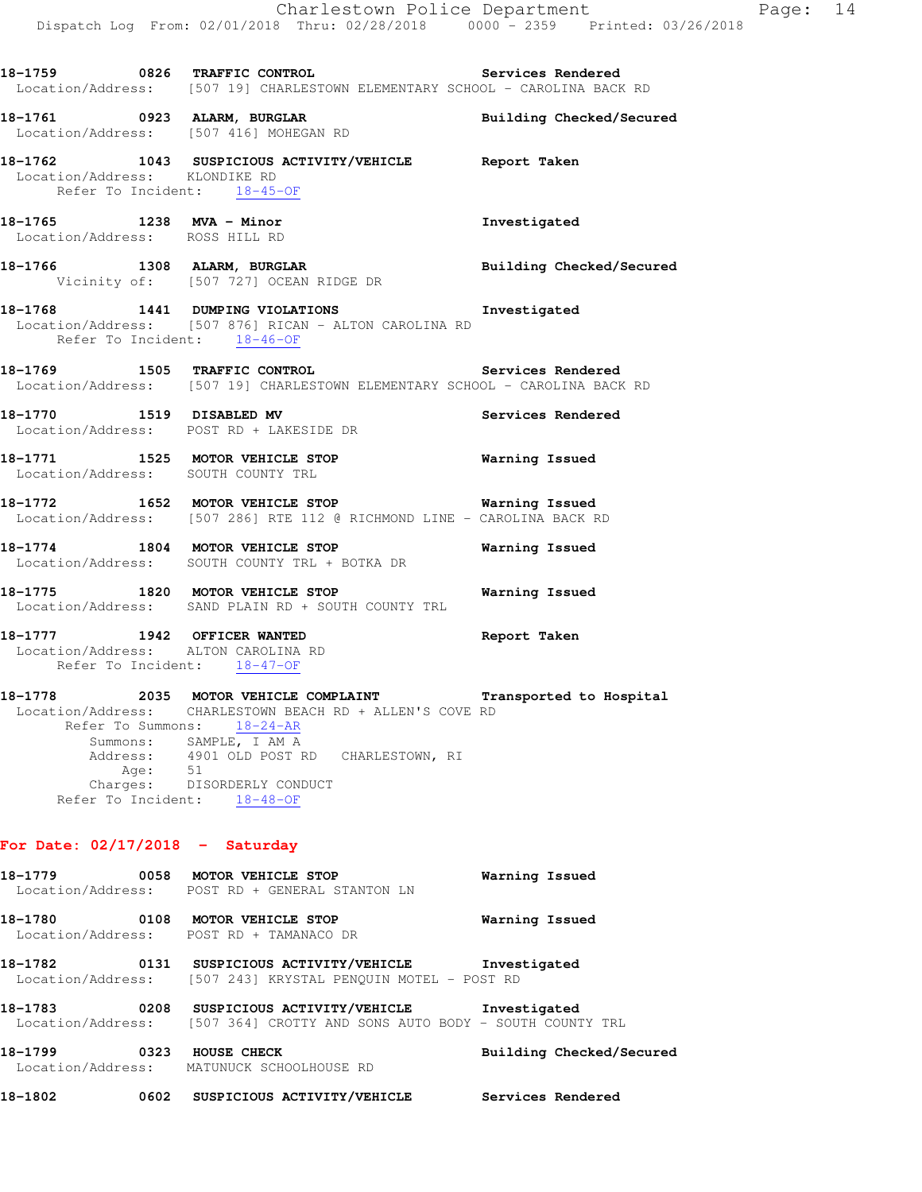18-1759 0826 **TRAFFIC CONTROL** **Services Rendered**
Location/Address: [507 19] CHARLESTOWN ELEMENTARY SCHOOL - CAROLINA BACK RD

18-1761 0923 **ALARM, BURGLAR** **Building Checked/Secured**
Location/Address: [507 416] MOHEGAN RD

18-1762 1043 **SUSPICIOUS ACTIVITY/VEHICLE** **Report Taken**
Location/Address: KLONDIKE RD
Refer To Incident: 18-45-OF

18-1765 1238 **MVA - Minor** **Investigated**
Location/Address: ROSS HILL RD

18-1766 1308 **ALARM, BURGLAR** **Building Checked/Secured**
Vicinity of: [507 727] OCEAN RIDGE DR

18-1768 1441 **DUMPING VIOLATIONS** **Investigated**
Location/Address: [507 876] RICAN - ALTON CAROLINA RD
Refer To Incident: 18-46-OF

18-1769 1505 **TRAFFIC CONTROL** **Services Rendered**
Location/Address: [507 19] CHARLESTOWN ELEMENTARY SCHOOL - CAROLINA BACK RD

18-1770 1519 **DISABLED MV** **Services Rendered**
Location/Address: POST RD + LAKESIDE DR

18-1771 1525 **MOTOR VEHICLE STOP** **Warning Issued**
Location/Address: SOUTH COUNTY TRL

18-1772 1652 **MOTOR VEHICLE STOP** **Warning Issued**
Location/Address: [507 286] RTE 112 @ RICHMOND LINE - CAROLINA BACK RD

18-1774 1804 **MOTOR VEHICLE STOP** **Warning Issued**
Location/Address: SOUTH COUNTY TRL + BOTKA DR

18-1775 1820 **MOTOR VEHICLE STOP** **Warning Issued**
Location/Address: SAND PLAIN RD + SOUTH COUNTY TRL

18-1777 1942 **OFFICER WANTED** **Report Taken**
Location/Address: ALTON CAROLINA RD
Refer To Incident: 18-47-OF

18-1778 2035 **MOTOR VEHICLE COMPLAINT** **Transported to Hospital**
Location/Address: CHARLESTOWN BEACH RD + ALLEN'S COVE RD
Refer To Summons: 18-24-AR
Summons: SAMPLE, I AM A
Address: 4901 OLD POST RD CHARLESTOWN, RI
Age: 51
Charges: DISORDERLY CONDUCT
Refer To Incident: 18-48-OF

## For Date: 02/17/2018 - Saturday

18-1779 0058 **MOTOR VEHICLE STOP** **Warning Issued**
Location/Address: POST RD + GENERAL STANTON LN

18-1780 0108 **MOTOR VEHICLE STOP** **Warning Issued**
Location/Address: POST RD + TAMANACO DR

18-1782 0131 **SUSPICIOUS ACTIVITY/VEHICLE** **Investigated**
Location/Address: [507 243] KRYSTAL PENQUIN MOTEL - POST RD

18-1783 0208 **SUSPICIOUS ACTIVITY/VEHICLE** **Investigated**
Location/Address: [507 364] CROTTY AND SONS AUTO BODY - SOUTH COUNTY TRL

18-1799 0323 **HOUSE CHECK** **Building Checked/Secured**
Location/Address: MATUNUCK SCHOOLHOUSE RD

18-1802 0602 **SUSPICIOUS ACTIVITY/VEHICLE** **Services Rendered**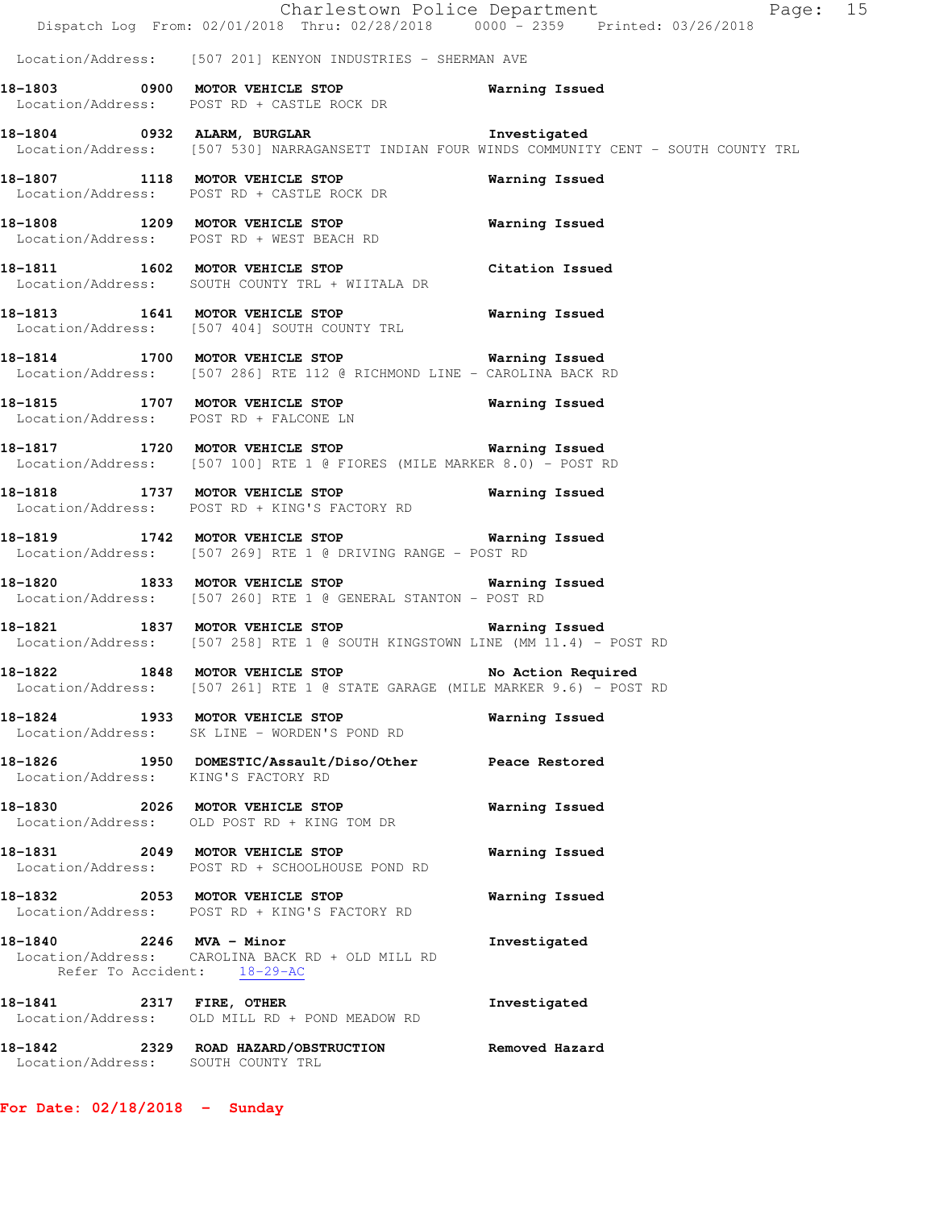Location/Address: [507 201] KENYON INDUSTRIES - SHERMAN AVE

**18-1803 0900 MOTOR VEHICLE STOP** — **Warning Issued**
Location/Address: POST RD + CASTLE ROCK DR

**18-1804 0932 ALARM, BURGLAR** — **Investigated**
Location/Address: [507 530] NARRAGANSETT INDIAN FOUR WINDS COMMUNITY CENT - SOUTH COUNTY TRL

**18-1807 1118 MOTOR VEHICLE STOP** — **Warning Issued**
Location/Address: POST RD + CASTLE ROCK DR

**18-1808 1209 MOTOR VEHICLE STOP** — **Warning Issued**
Location/Address: POST RD + WEST BEACH RD

**18-1811 1602 MOTOR VEHICLE STOP** — **Citation Issued**
Location/Address: SOUTH COUNTY TRL + WIITALA DR

**18-1813 1641 MOTOR VEHICLE STOP** — **Warning Issued**
Location/Address: [507 404] SOUTH COUNTY TRL

**18-1814 1700 MOTOR VEHICLE STOP** — **Warning Issued**
Location/Address: [507 286] RTE 112 @ RICHMOND LINE - CAROLINA BACK RD

**18-1815 1707 MOTOR VEHICLE STOP** — **Warning Issued**
Location/Address: POST RD + FALCONE LN

**18-1817 1720 MOTOR VEHICLE STOP** — **Warning Issued**
Location/Address: [507 100] RTE 1 @ FIORES (MILE MARKER 8.0) - POST RD

**18-1818 1737 MOTOR VEHICLE STOP** — **Warning Issued**
Location/Address: POST RD + KING'S FACTORY RD

**18-1819 1742 MOTOR VEHICLE STOP** — **Warning Issued**
Location/Address: [507 269] RTE 1 @ DRIVING RANGE - POST RD

**18-1820 1833 MOTOR VEHICLE STOP** — **Warning Issued**
Location/Address: [507 260] RTE 1 @ GENERAL STANTON - POST RD

**18-1821 1837 MOTOR VEHICLE STOP** — **Warning Issued**
Location/Address: [507 258] RTE 1 @ SOUTH KINGSTOWN LINE (MM 11.4) - POST RD

**18-1822 1848 MOTOR VEHICLE STOP** — **No Action Required**
Location/Address: [507 261] RTE 1 @ STATE GARAGE (MILE MARKER 9.6) - POST RD

**18-1824 1933 MOTOR VEHICLE STOP** — **Warning Issued**
Location/Address: SK LINE - WORDEN'S POND RD

**18-1826 1950 DOMESTIC/Assault/Diso/Other** — **Peace Restored**
Location/Address: KING'S FACTORY RD

**18-1830 2026 MOTOR VEHICLE STOP** — **Warning Issued**
Location/Address: OLD POST RD + KING TOM DR

**18-1831 2049 MOTOR VEHICLE STOP** — **Warning Issued**
Location/Address: POST RD + SCHOOLHOUSE POND RD

**18-1832 2053 MOTOR VEHICLE STOP** — **Warning Issued**
Location/Address: POST RD + KING'S FACTORY RD

**18-1840 2246 MVA - Minor** — **Investigated**
Location/Address: CAROLINA BACK RD + OLD MILL RD
Refer To Accident: 18-29-AC

**18-1841 2317 FIRE, OTHER** — **Investigated**
Location/Address: OLD MILL RD + POND MEADOW RD

**18-1842 2329 ROAD HAZARD/OBSTRUCTION** — **Removed Hazard**
Location/Address: SOUTH COUNTY TRL

**For Date: 02/18/2018 - Sunday**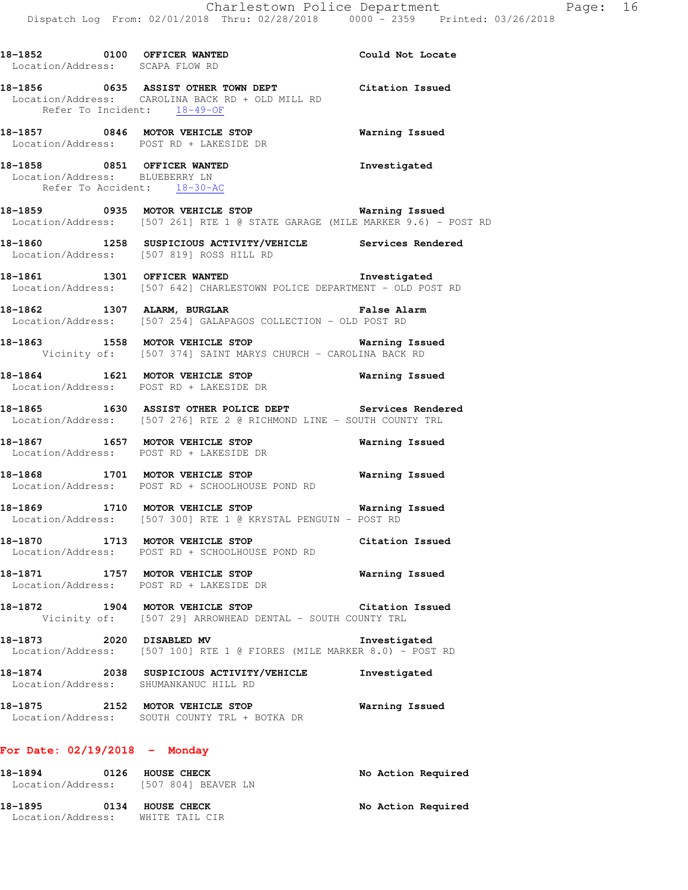**18-1852 0100 OFFICER WANTED** — Could Not Locate
Location/Address: SCAPA FLOW RD

**18-1856 0635 ASSIST OTHER TOWN DEPT** — Citation Issued
Location/Address: CAROLINA BACK RD + OLD MILL RD
Refer To Incident: 18-49-OF

**18-1857 0846 MOTOR VEHICLE STOP** — Warning Issued
Location/Address: POST RD + LAKESIDE DR

**18-1858 0851 OFFICER WANTED** — Investigated
Location/Address: BLUEBERRY LN
Refer To Accident: 18-30-AC

**18-1859 0935 MOTOR VEHICLE STOP** — Warning Issued
Location/Address: [507 261] RTE 1 @ STATE GARAGE (MILE MARKER 9.6) - POST RD

**18-1860 1258 SUSPICIOUS ACTIVITY/VEHICLE** — Services Rendered
Location/Address: [507 819] ROSS HILL RD

**18-1861 1301 OFFICER WANTED** — Investigated
Location/Address: [507 642] CHARLESTOWN POLICE DEPARTMENT - OLD POST RD

**18-1862 1307 ALARM, BURGLAR** — False Alarm
Location/Address: [507 254] GALAPAGOS COLLECTION - OLD POST RD

**18-1863 1558 MOTOR VEHICLE STOP** — Warning Issued
Vicinity of: [507 374] SAINT MARYS CHURCH - CAROLINA BACK RD

**18-1864 1621 MOTOR VEHICLE STOP** — Warning Issued
Location/Address: POST RD + LAKESIDE DR

**18-1865 1630 ASSIST OTHER POLICE DEPT** — Services Rendered
Location/Address: [507 276] RTE 2 @ RICHMOND LINE - SOUTH COUNTY TRL

**18-1867 1657 MOTOR VEHICLE STOP** — Warning Issued
Location/Address: POST RD + LAKESIDE DR

**18-1868 1701 MOTOR VEHICLE STOP** — Warning Issued
Location/Address: POST RD + SCHOOLHOUSE POND RD

**18-1869 1710 MOTOR VEHICLE STOP** — Warning Issued
Location/Address: [507 300] RTE 1 @ KRYSTAL PENGUIN - POST RD

**18-1870 1713 MOTOR VEHICLE STOP** — Citation Issued
Location/Address: POST RD + SCHOOLHOUSE POND RD

**18-1871 1757 MOTOR VEHICLE STOP** — Warning Issued
Location/Address: POST RD + LAKESIDE DR

**18-1872 1904 MOTOR VEHICLE STOP** — Citation Issued
Vicinity of: [507 29] ARROWHEAD DENTAL - SOUTH COUNTY TRL

**18-1873 2020 DISABLED MV** — Investigated
Location/Address: [507 100] RTE 1 @ FIORES (MILE MARKER 8.0) - POST RD

**18-1874 2038 SUSPICIOUS ACTIVITY/VEHICLE** — Investigated
Location/Address: SHUMANKANUC HILL RD

**18-1875 2152 MOTOR VEHICLE STOP** — Warning Issued
Location/Address: SOUTH COUNTY TRL + BOTKA DR

## For Date: 02/19/2018 - Monday

**18-1894 0126 HOUSE CHECK** — No Action Required
Location/Address: [507 804] BEAVER LN

**18-1895 0134 HOUSE CHECK** — No Action Required
Location/Address: WHITE TAIL CIR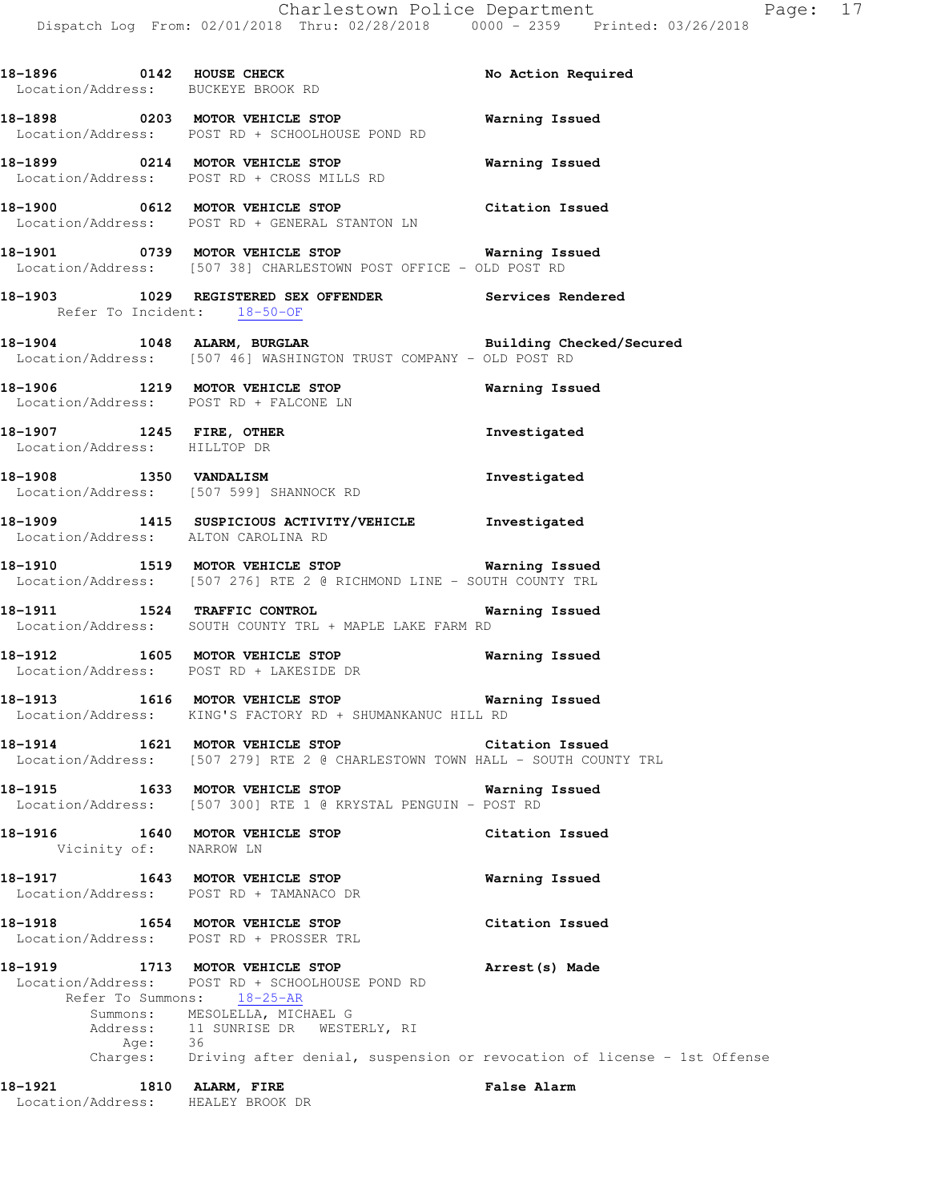**18-1896 0142 HOUSE CHECK** — No Action Required
Location/Address: BUCKEYE BROOK RD

**18-1898 0203 MOTOR VEHICLE STOP** — Warning Issued
Location/Address: POST RD + SCHOOLHOUSE POND RD

**18-1899 0214 MOTOR VEHICLE STOP** — Warning Issued
Location/Address: POST RD + CROSS MILLS RD

**18-1900 0612 MOTOR VEHICLE STOP** — Citation Issued
Location/Address: POST RD + GENERAL STANTON LN

**18-1901 0739 MOTOR VEHICLE STOP** — Warning Issued
Location/Address: [507 38] CHARLESTOWN POST OFFICE - OLD POST RD

**18-1903 1029 REGISTERED SEX OFFENDER** — Services Rendered
Refer To Incident: 18-50-OF

**18-1904 1048 ALARM, BURGLAR** — Building Checked/Secured
Location/Address: [507 46] WASHINGTON TRUST COMPANY - OLD POST RD

**18-1906 1219 MOTOR VEHICLE STOP** — Warning Issued
Location/Address: POST RD + FALCONE LN

**18-1907 1245 FIRE, OTHER** — Investigated
Location/Address: HILLTOP DR

**18-1908 1350 VANDALISM** — Investigated
Location/Address: [507 599] SHANNOCK RD

**18-1909 1415 SUSPICIOUS ACTIVITY/VEHICLE** — Investigated
Location/Address: ALTON CAROLINA RD

**18-1910 1519 MOTOR VEHICLE STOP** — Warning Issued
Location/Address: [507 276] RTE 2 @ RICHMOND LINE - SOUTH COUNTY TRL

**18-1911 1524 TRAFFIC CONTROL** — Warning Issued
Location/Address: SOUTH COUNTY TRL + MAPLE LAKE FARM RD

**18-1912 1605 MOTOR VEHICLE STOP** — Warning Issued
Location/Address: POST RD + LAKESIDE DR

**18-1913 1616 MOTOR VEHICLE STOP** — Warning Issued
Location/Address: KING'S FACTORY RD + SHUMANKANUC HILL RD

**18-1914 1621 MOTOR VEHICLE STOP** — Citation Issued
Location/Address: [507 279] RTE 2 @ CHARLESTOWN TOWN HALL - SOUTH COUNTY TRL

**18-1915 1633 MOTOR VEHICLE STOP** — Warning Issued
Location/Address: [507 300] RTE 1 @ KRYSTAL PENGUIN - POST RD

**18-1916 1640 MOTOR VEHICLE STOP** — Citation Issued
Vicinity of: NARROW LN

**18-1917 1643 MOTOR VEHICLE STOP** — Warning Issued
Location/Address: POST RD + TAMANACO DR

**18-1918 1654 MOTOR VEHICLE STOP** — Citation Issued
Location/Address: POST RD + PROSSER TRL

**18-1919 1713 MOTOR VEHICLE STOP** — Arrest(s) Made
Location/Address: POST RD + SCHOOLHOUSE POND RD
Refer To Summons: 18-25-AR
Summons: MESOLELLA, MICHAEL G
Address: 11 SUNRISE DR WESTERLY, RI
Age: 36
Charges: Driving after denial, suspension or revocation of license - 1st Offense

**18-1921 1810 ALARM, FIRE** — False Alarm
Location/Address: HEALEY BROOK DR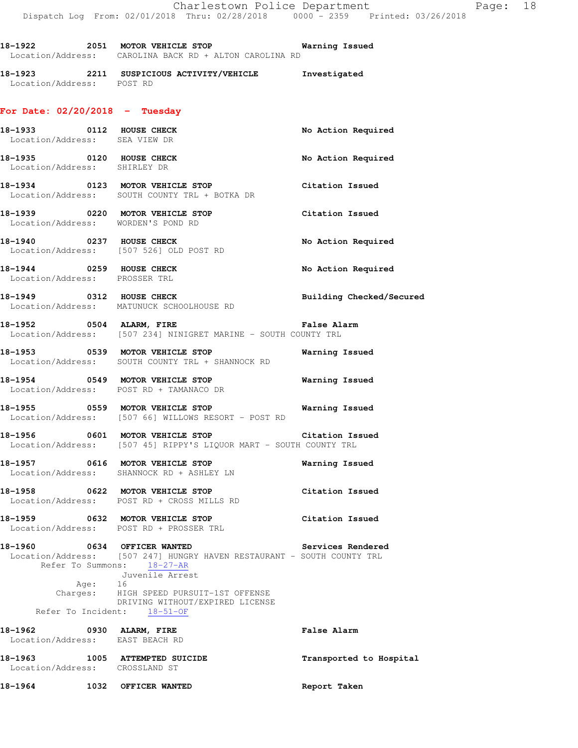18-1922 2051 **MOTOR VEHICLE STOP** **Warning Issued**
Location/Address: CAROLINA BACK RD + ALTON CAROLINA RD

18-1923 2211 **SUSPICIOUS ACTIVITY/VEHICLE** **Investigated**
Location/Address: POST RD

## For Date: 02/20/2018 - Tuesday

18-1933 0112 **HOUSE CHECK** **No Action Required**
Location/Address: SEA VIEW DR

18-1935 0120 **HOUSE CHECK** **No Action Required**
Location/Address: SHIRLEY DR

18-1934 0123 **MOTOR VEHICLE STOP** **Citation Issued**
Location/Address: SOUTH COUNTY TRL + BOTKA DR

18-1939 0220 **MOTOR VEHICLE STOP** **Citation Issued**
Location/Address: WORDEN'S POND RD

18-1940 0237 **HOUSE CHECK** **No Action Required**
Location/Address: [507 526] OLD POST RD

18-1944 0259 **HOUSE CHECK** **No Action Required**
Location/Address: PROSSER TRL

18-1949 0312 **HOUSE CHECK** **Building Checked/Secured**
Location/Address: MATUNUCK SCHOOLHOUSE RD

18-1952 0504 **ALARM, FIRE** **False Alarm**
Location/Address: [507 234] NINIGRET MARINE - SOUTH COUNTY TRL

18-1953 0539 **MOTOR VEHICLE STOP** **Warning Issued**
Location/Address: SOUTH COUNTY TRL + SHANNOCK RD

18-1954 0549 **MOTOR VEHICLE STOP** **Warning Issued**
Location/Address: POST RD + TAMANACO DR

18-1955 0559 **MOTOR VEHICLE STOP** **Warning Issued**
Location/Address: [507 66] WILLOWS RESORT - POST RD

18-1956 0601 **MOTOR VEHICLE STOP** **Citation Issued**
Location/Address: [507 45] RIPPY'S LIQUOR MART - SOUTH COUNTY TRL

18-1957 0616 **MOTOR VEHICLE STOP** **Warning Issued**
Location/Address: SHANNOCK RD + ASHLEY LN

18-1958 0622 **MOTOR VEHICLE STOP** **Citation Issued**
Location/Address: POST RD + CROSS MILLS RD

18-1959 0632 **MOTOR VEHICLE STOP** **Citation Issued**
Location/Address: POST RD + PROSSER TRL

18-1960 0634 **OFFICER WANTED** **Services Rendered**
Location/Address: [507 247] HUNGRY HAVEN RESTAURANT - SOUTH COUNTY TRL
Refer To Summons: 18-27-AR
Juvenile Arrest
Age: 16
Charges: HIGH SPEED PURSUIT-1ST OFFENSE
DRIVING WITHOUT/EXPIRED LICENSE
Refer To Incident: 18-51-OF

18-1962 0930 **ALARM, FIRE** **False Alarm**
Location/Address: EAST BEACH RD

18-1963 1005 **ATTEMPTED SUICIDE** **Transported to Hospital**
Location/Address: CROSSLAND ST

18-1964 1032 **OFFICER WANTED** **Report Taken**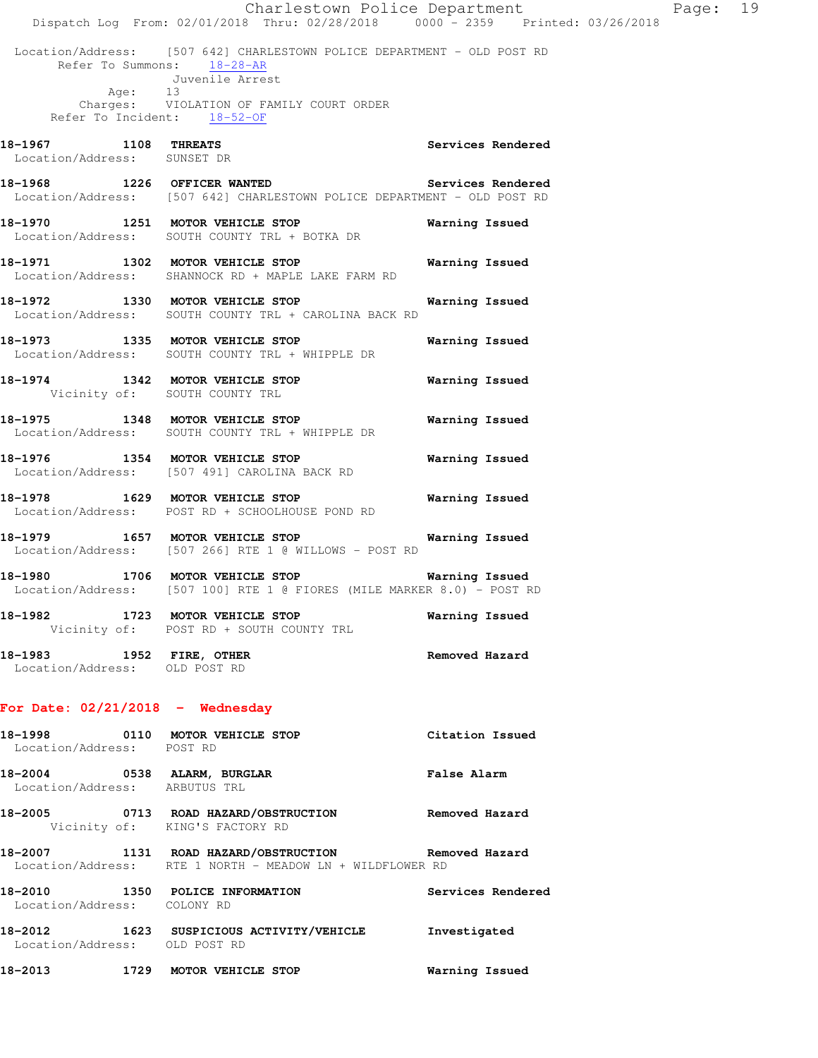Location/Address: [507 642] CHARLESTOWN POLICE DEPARTMENT - OLD POST RD
Refer To Summons: 18-28-AR
Juvenile Arrest
Age: 13
Charges: VIOLATION OF FAMILY COURT ORDER
Refer To Incident: 18-52-OF

**18-1967 1108 THREATS** — **Services Rendered**
Location/Address: SUNSET DR

**18-1968 1226 OFFICER WANTED** — **Services Rendered**
Location/Address: [507 642] CHARLESTOWN POLICE DEPARTMENT - OLD POST RD

**18-1970 1251 MOTOR VEHICLE STOP** — **Warning Issued**
Location/Address: SOUTH COUNTY TRL + BOTKA DR

**18-1971 1302 MOTOR VEHICLE STOP** — **Warning Issued**
Location/Address: SHANNOCK RD + MAPLE LAKE FARM RD

**18-1972 1330 MOTOR VEHICLE STOP** — **Warning Issued**
Location/Address: SOUTH COUNTY TRL + CAROLINA BACK RD

**18-1973 1335 MOTOR VEHICLE STOP** — **Warning Issued**
Location/Address: SOUTH COUNTY TRL + WHIPPLE DR

**18-1974 1342 MOTOR VEHICLE STOP** — **Warning Issued**
Vicinity of: SOUTH COUNTY TRL

**18-1975 1348 MOTOR VEHICLE STOP** — **Warning Issued**
Location/Address: SOUTH COUNTY TRL + WHIPPLE DR

**18-1976 1354 MOTOR VEHICLE STOP** — **Warning Issued**
Location/Address: [507 491] CAROLINA BACK RD

**18-1978 1629 MOTOR VEHICLE STOP** — **Warning Issued**
Location/Address: POST RD + SCHOOLHOUSE POND RD

**18-1979 1657 MOTOR VEHICLE STOP** — **Warning Issued**
Location/Address: [507 266] RTE 1 @ WILLOWS - POST RD

**18-1980 1706 MOTOR VEHICLE STOP** — **Warning Issued**
Location/Address: [507 100] RTE 1 @ FIORES (MILE MARKER 8.0) - POST RD

**18-1982 1723 MOTOR VEHICLE STOP** — **Warning Issued**
Vicinity of: POST RD + SOUTH COUNTY TRL

**18-1983 1952 FIRE, OTHER** — **Removed Hazard**
Location/Address: OLD POST RD

## For Date: 02/21/2018 - Wednesday

**18-1998 0110 MOTOR VEHICLE STOP** — **Citation Issued**
Location/Address: POST RD

**18-2004 0538 ALARM, BURGLAR** — **False Alarm**
Location/Address: ARBUTUS TRL

**18-2005 0713 ROAD HAZARD/OBSTRUCTION** — **Removed Hazard**
Vicinity of: KING'S FACTORY RD

**18-2007 1131 ROAD HAZARD/OBSTRUCTION** — **Removed Hazard**
Location/Address: RTE 1 NORTH - MEADOW LN + WILDFLOWER RD

**18-2010 1350 POLICE INFORMATION** — **Services Rendered**
Location/Address: COLONY RD

**18-2012 1623 SUSPICIOUS ACTIVITY/VEHICLE** — **Investigated**
Location/Address: OLD POST RD

**18-2013 1729 MOTOR VEHICLE STOP** — **Warning Issued**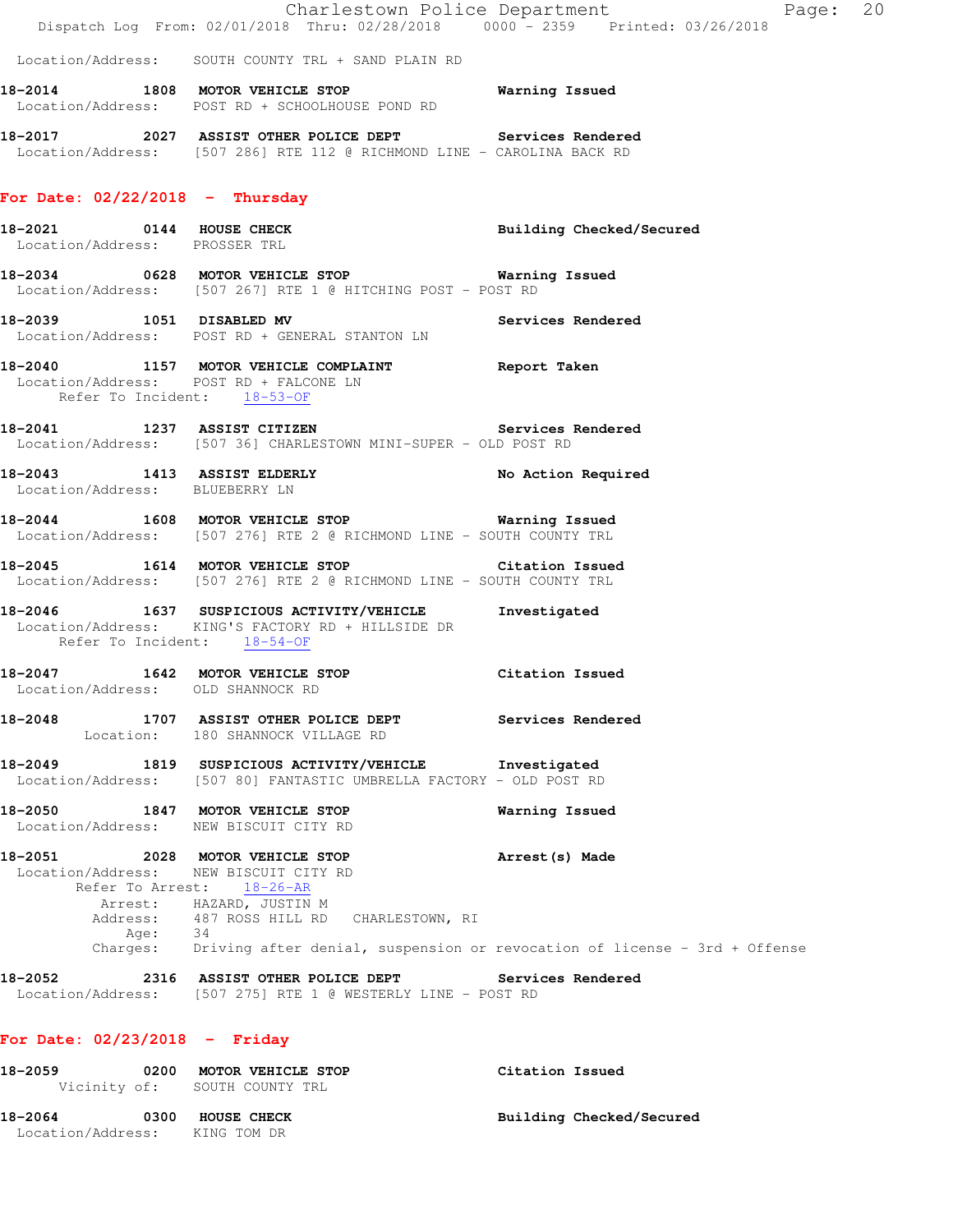Location/Address: SOUTH COUNTY TRL + SAND PLAIN RD

**18-2014** 1808 **MOTOR VEHICLE STOP** **Warning Issued**
Location/Address: POST RD + SCHOOLHOUSE POND RD

**18-2017** 2027 **ASSIST OTHER POLICE DEPT** **Services Rendered**
Location/Address: [507 286] RTE 112 @ RICHMOND LINE - CAROLINA BACK RD

## For Date: 02/22/2018 - Thursday

**18-2021** 0144 **HOUSE CHECK** **Building Checked/Secured**
Location/Address: PROSSER TRL

**18-2034** 0628 **MOTOR VEHICLE STOP** **Warning Issued**
Location/Address: [507 267] RTE 1 @ HITCHING POST - POST RD

**18-2039** 1051 **DISABLED MV** **Services Rendered**
Location/Address: POST RD + GENERAL STANTON LN

**18-2040** 1157 **MOTOR VEHICLE COMPLAINT** **Report Taken**
Location/Address: POST RD + FALCONE LN
Refer To Incident: 18-53-OF

**18-2041** 1237 **ASSIST CITIZEN** **Services Rendered**
Location/Address: [507 36] CHARLESTOWN MINI-SUPER - OLD POST RD

**18-2043** 1413 **ASSIST ELDERLY** **No Action Required**
Location/Address: BLUEBERRY LN

**18-2044** 1608 **MOTOR VEHICLE STOP** **Warning Issued**
Location/Address: [507 276] RTE 2 @ RICHMOND LINE - SOUTH COUNTY TRL

**18-2045** 1614 **MOTOR VEHICLE STOP** **Citation Issued**
Location/Address: [507 276] RTE 2 @ RICHMOND LINE - SOUTH COUNTY TRL

**18-2046** 1637 **SUSPICIOUS ACTIVITY/VEHICLE** **Investigated**
Location/Address: KING'S FACTORY RD + HILLSIDE DR
Refer To Incident: 18-54-OF

**18-2047** 1642 **MOTOR VEHICLE STOP** **Citation Issued**
Location/Address: OLD SHANNOCK RD

**18-2048** 1707 **ASSIST OTHER POLICE DEPT** **Services Rendered**
Location: 180 SHANNOCK VILLAGE RD

**18-2049** 1819 **SUSPICIOUS ACTIVITY/VEHICLE** **Investigated**
Location/Address: [507 80] FANTASTIC UMBRELLA FACTORY - OLD POST RD

**18-2050** 1847 **MOTOR VEHICLE STOP** **Warning Issued**
Location/Address: NEW BISCUIT CITY RD

**18-2051** 2028 **MOTOR VEHICLE STOP** **Arrest(s) Made**
Location/Address: NEW BISCUIT CITY RD
Refer To Arrest: 18-26-AR
Arrest: HAZARD, JUSTIN M
Address: 487 ROSS HILL RD CHARLESTOWN, RI
Age: 34
Charges: Driving after denial, suspension or revocation of license - 3rd + Offense

**18-2052** 2316 **ASSIST OTHER POLICE DEPT** **Services Rendered**
Location/Address: [507 275] RTE 1 @ WESTERLY LINE - POST RD

## For Date: 02/23/2018 - Friday

**18-2059** 0200 **MOTOR VEHICLE STOP** **Citation Issued**
Vicinity of: SOUTH COUNTY TRL

**18-2064** 0300 **HOUSE CHECK** **Building Checked/Secured**
Location/Address: KING TOM DR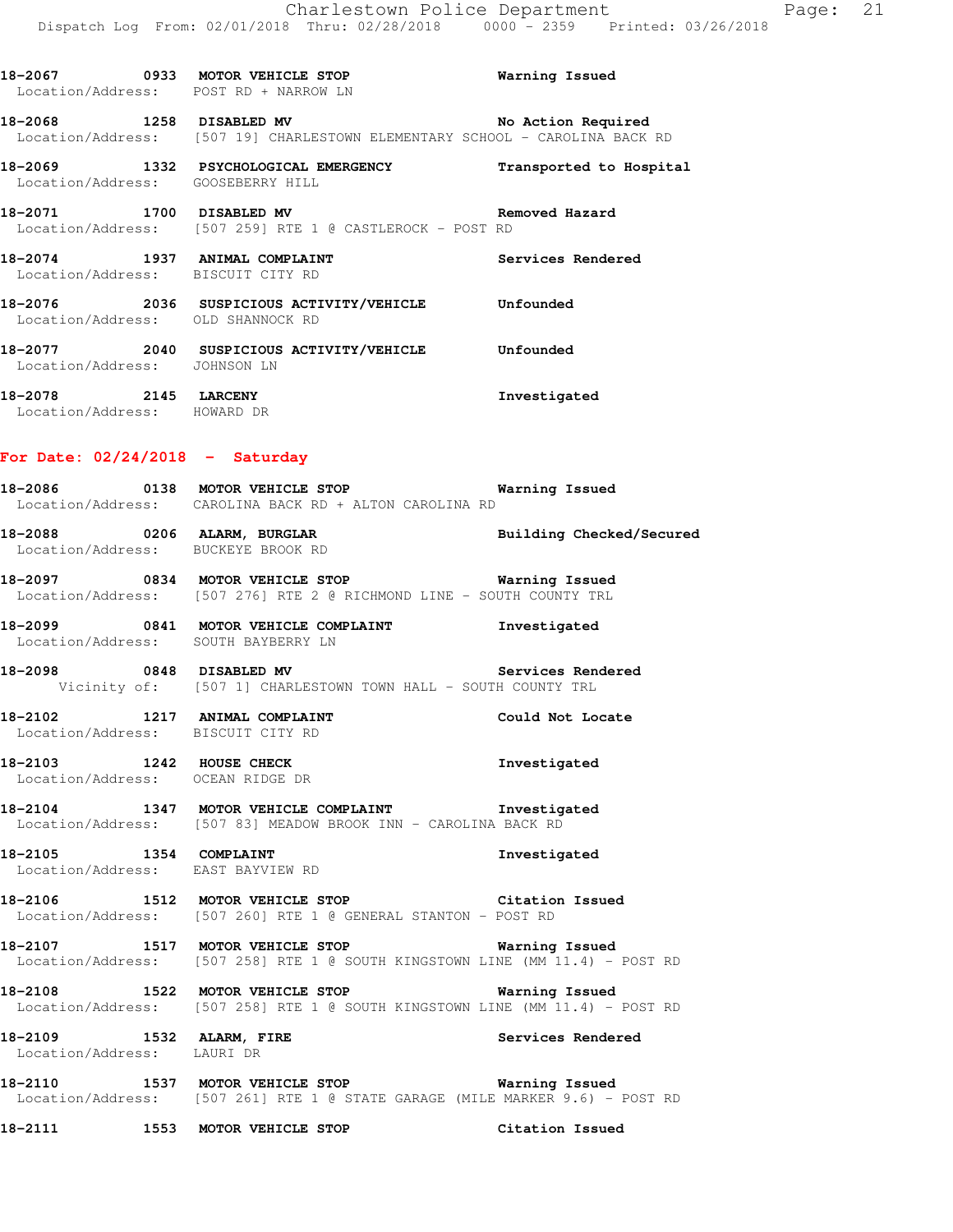18-2067 0933 MOTOR VEHICLE STOP Warning Issued
Location/Address: POST RD + NARROW LN

18-2068 1258 DISABLED MV No Action Required
Location/Address: [507 19] CHARLESTOWN ELEMENTARY SCHOOL - CAROLINA BACK RD

18-2069 1332 PSYCHOLOGICAL EMERGENCY Transported to Hospital
Location/Address: GOOSEBERRY HILL

18-2071 1700 DISABLED MV Removed Hazard
Location/Address: [507 259] RTE 1 @ CASTLEROCK - POST RD

18-2074 1937 ANIMAL COMPLAINT Services Rendered
Location/Address: BISCUIT CITY RD

18-2076 2036 SUSPICIOUS ACTIVITY/VEHICLE Unfounded
Location/Address: OLD SHANNOCK RD

18-2077 2040 SUSPICIOUS ACTIVITY/VEHICLE Unfounded
Location/Address: JOHNSON LN

18-2078 2145 LARCENY Investigated
Location/Address: HOWARD DR

## For Date: 02/24/2018 - Saturday

18-2086 0138 MOTOR VEHICLE STOP Warning Issued
Location/Address: CAROLINA BACK RD + ALTON CAROLINA RD

18-2088 0206 ALARM, BURGLAR Building Checked/Secured
Location/Address: BUCKEYE BROOK RD

18-2097 0834 MOTOR VEHICLE STOP Warning Issued
Location/Address: [507 276] RTE 2 @ RICHMOND LINE - SOUTH COUNTY TRL

18-2099 0841 MOTOR VEHICLE COMPLAINT Investigated
Location/Address: SOUTH BAYBERRY LN

18-2098 0848 DISABLED MV Services Rendered
Vicinity of: [507 1] CHARLESTOWN TOWN HALL - SOUTH COUNTY TRL

18-2102 1217 ANIMAL COMPLAINT Could Not Locate
Location/Address: BISCUIT CITY RD

18-2103 1242 HOUSE CHECK Investigated
Location/Address: OCEAN RIDGE DR

18-2104 1347 MOTOR VEHICLE COMPLAINT Investigated
Location/Address: [507 83] MEADOW BROOK INN - CAROLINA BACK RD

18-2105 1354 COMPLAINT Investigated
Location/Address: EAST BAYVIEW RD

18-2106 1512 MOTOR VEHICLE STOP Citation Issued
Location/Address: [507 260] RTE 1 @ GENERAL STANTON - POST RD

18-2107 1517 MOTOR VEHICLE STOP Warning Issued
Location/Address: [507 258] RTE 1 @ SOUTH KINGSTOWN LINE (MM 11.4) - POST RD

18-2108 1522 MOTOR VEHICLE STOP Warning Issued
Location/Address: [507 258] RTE 1 @ SOUTH KINGSTOWN LINE (MM 11.4) - POST RD

18-2109 1532 ALARM, FIRE Services Rendered
Location/Address: LAURI DR

18-2110 1537 MOTOR VEHICLE STOP Warning Issued
Location/Address: [507 261] RTE 1 @ STATE GARAGE (MILE MARKER 9.6) - POST RD

18-2111 1553 MOTOR VEHICLE STOP Citation Issued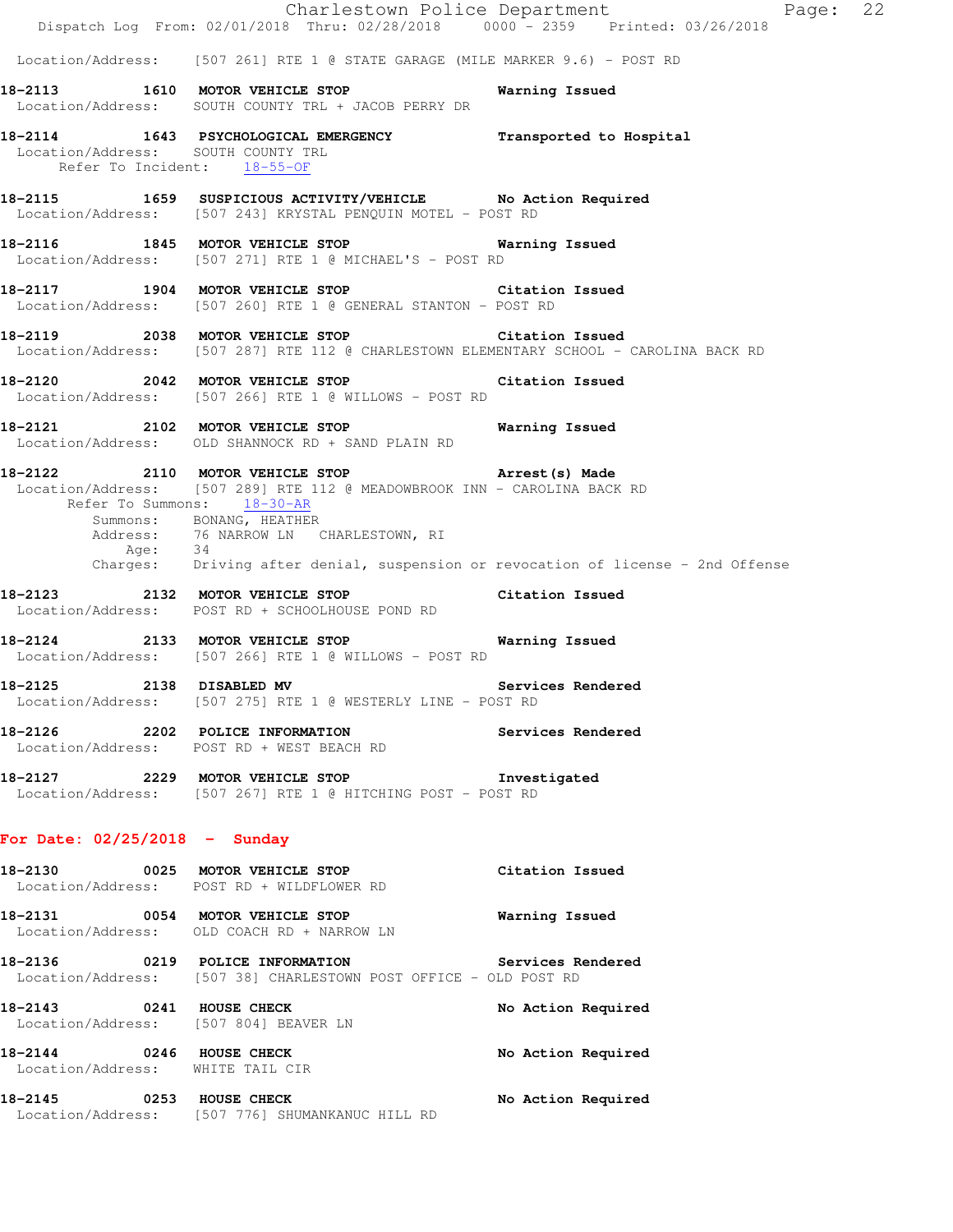Location/Address: [507 261] RTE 1 @ STATE GARAGE (MILE MARKER 9.6) - POST RD

**18-2113 1610 MOTOR VEHICLE STOP** Warning Issued
Location/Address: SOUTH COUNTY TRL + JACOB PERRY DR

**18-2114 1643 PSYCHOLOGICAL EMERGENCY** Transported to Hospital
Location/Address: SOUTH COUNTY TRL
Refer To Incident: 18-55-OF

**18-2115 1659 SUSPICIOUS ACTIVITY/VEHICLE** No Action Required
Location/Address: [507 243] KRYSTAL PENQUIN MOTEL - POST RD

**18-2116 1845 MOTOR VEHICLE STOP** Warning Issued
Location/Address: [507 271] RTE 1 @ MICHAEL'S - POST RD

**18-2117 1904 MOTOR VEHICLE STOP** Citation Issued
Location/Address: [507 260] RTE 1 @ GENERAL STANTON - POST RD

**18-2119 2038 MOTOR VEHICLE STOP** Citation Issued
Location/Address: [507 287] RTE 112 @ CHARLESTOWN ELEMENTARY SCHOOL - CAROLINA BACK RD

**18-2120 2042 MOTOR VEHICLE STOP** Citation Issued
Location/Address: [507 266] RTE 1 @ WILLOWS - POST RD

**18-2121 2102 MOTOR VEHICLE STOP** Warning Issued
Location/Address: OLD SHANNOCK RD + SAND PLAIN RD

**18-2122 2110 MOTOR VEHICLE STOP** Arrest(s) Made
Location/Address: [507 289] RTE 112 @ MEADOWBROOK INN - CAROLINA BACK RD
Refer To Summons: 18-30-AR
Summons: BONANG, HEATHER
Address: 76 NARROW LN CHARLESTOWN, RI
Age: 34
Charges: Driving after denial, suspension or revocation of license - 2nd Offense

**18-2123 2132 MOTOR VEHICLE STOP** Citation Issued
Location/Address: POST RD + SCHOOLHOUSE POND RD

**18-2124 2133 MOTOR VEHICLE STOP** Warning Issued
Location/Address: [507 266] RTE 1 @ WILLOWS - POST RD

**18-2125 2138 DISABLED MV** Services Rendered
Location/Address: [507 275] RTE 1 @ WESTERLY LINE - POST RD

**18-2126 2202 POLICE INFORMATION** Services Rendered
Location/Address: POST RD + WEST BEACH RD

**18-2127 2229 MOTOR VEHICLE STOP** Investigated
Location/Address: [507 267] RTE 1 @ HITCHING POST - POST RD

## For Date: 02/25/2018 - Sunday

**18-2130 0025 MOTOR VEHICLE STOP** Citation Issued
Location/Address: POST RD + WILDFLOWER RD

**18-2131 0054 MOTOR VEHICLE STOP** Warning Issued
Location/Address: OLD COACH RD + NARROW LN

**18-2136 0219 POLICE INFORMATION** Services Rendered
Location/Address: [507 38] CHARLESTOWN POST OFFICE - OLD POST RD

**18-2143 0241 HOUSE CHECK** No Action Required
Location/Address: [507 804] BEAVER LN

**18-2144 0246 HOUSE CHECK** No Action Required
Location/Address: WHITE TAIL CIR

**18-2145 0253 HOUSE CHECK** No Action Required
Location/Address: [507 776] SHUMANKANUC HILL RD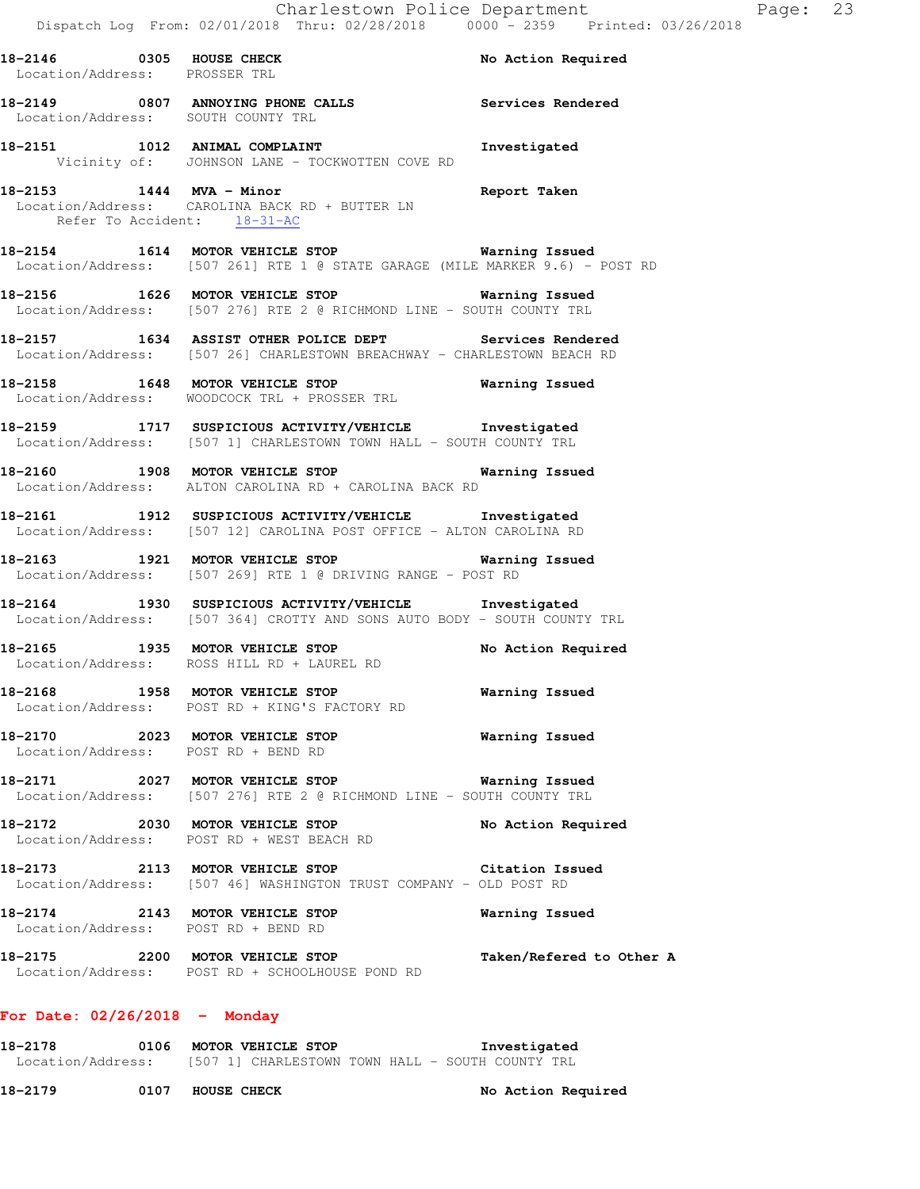18-2146 0305 HOUSE CHECK No Action Required
Location/Address: PROSSER TRL

18-2149 0807 ANNOYING PHONE CALLS Services Rendered
Location/Address: SOUTH COUNTY TRL

18-2151 1012 ANIMAL COMPLAINT Investigated
Vicinity of: JOHNSON LANE - TOCKWOTTEN COVE RD

18-2153 1444 MVA - Minor Report Taken
Location/Address: CAROLINA BACK RD + BUTTER LN
Refer To Accident: 18-31-AC

18-2154 1614 MOTOR VEHICLE STOP Warning Issued
Location/Address: [507 261] RTE 1 @ STATE GARAGE (MILE MARKER 9.6) - POST RD

18-2156 1626 MOTOR VEHICLE STOP Warning Issued
Location/Address: [507 276] RTE 2 @ RICHMOND LINE - SOUTH COUNTY TRL

18-2157 1634 ASSIST OTHER POLICE DEPT Services Rendered
Location/Address: [507 26] CHARLESTOWN BREACHWAY - CHARLESTOWN BEACH RD

18-2158 1648 MOTOR VEHICLE STOP Warning Issued
Location/Address: WOODCOCK TRL + PROSSER TRL

18-2159 1717 SUSPICIOUS ACTIVITY/VEHICLE Investigated
Location/Address: [507 1] CHARLESTOWN TOWN HALL - SOUTH COUNTY TRL

18-2160 1908 MOTOR VEHICLE STOP Warning Issued
Location/Address: ALTON CAROLINA RD + CAROLINA BACK RD

18-2161 1912 SUSPICIOUS ACTIVITY/VEHICLE Investigated
Location/Address: [507 12] CAROLINA POST OFFICE - ALTON CAROLINA RD

18-2163 1921 MOTOR VEHICLE STOP Warning Issued
Location/Address: [507 269] RTE 1 @ DRIVING RANGE - POST RD

18-2164 1930 SUSPICIOUS ACTIVITY/VEHICLE Investigated
Location/Address: [507 364] CROTTY AND SONS AUTO BODY - SOUTH COUNTY TRL

18-2165 1935 MOTOR VEHICLE STOP No Action Required
Location/Address: ROSS HILL RD + LAUREL RD

18-2168 1958 MOTOR VEHICLE STOP Warning Issued
Location/Address: POST RD + KING'S FACTORY RD

18-2170 2023 MOTOR VEHICLE STOP Warning Issued
Location/Address: POST RD + BEND RD

18-2171 2027 MOTOR VEHICLE STOP Warning Issued
Location/Address: [507 276] RTE 2 @ RICHMOND LINE - SOUTH COUNTY TRL

18-2172 2030 MOTOR VEHICLE STOP No Action Required
Location/Address: POST RD + WEST BEACH RD

18-2173 2113 MOTOR VEHICLE STOP Citation Issued
Location/Address: [507 46] WASHINGTON TRUST COMPANY - OLD POST RD

18-2174 2143 MOTOR VEHICLE STOP Warning Issued
Location/Address: POST RD + BEND RD

18-2175 2200 MOTOR VEHICLE STOP Taken/Refered to Other A
Location/Address: POST RD + SCHOOLHOUSE POND RD

**For Date: 02/26/2018 - Monday**

18-2178 0106 MOTOR VEHICLE STOP Investigated
Location/Address: [507 1] CHARLESTOWN TOWN HALL - SOUTH COUNTY TRL

18-2179 0107 HOUSE CHECK No Action Required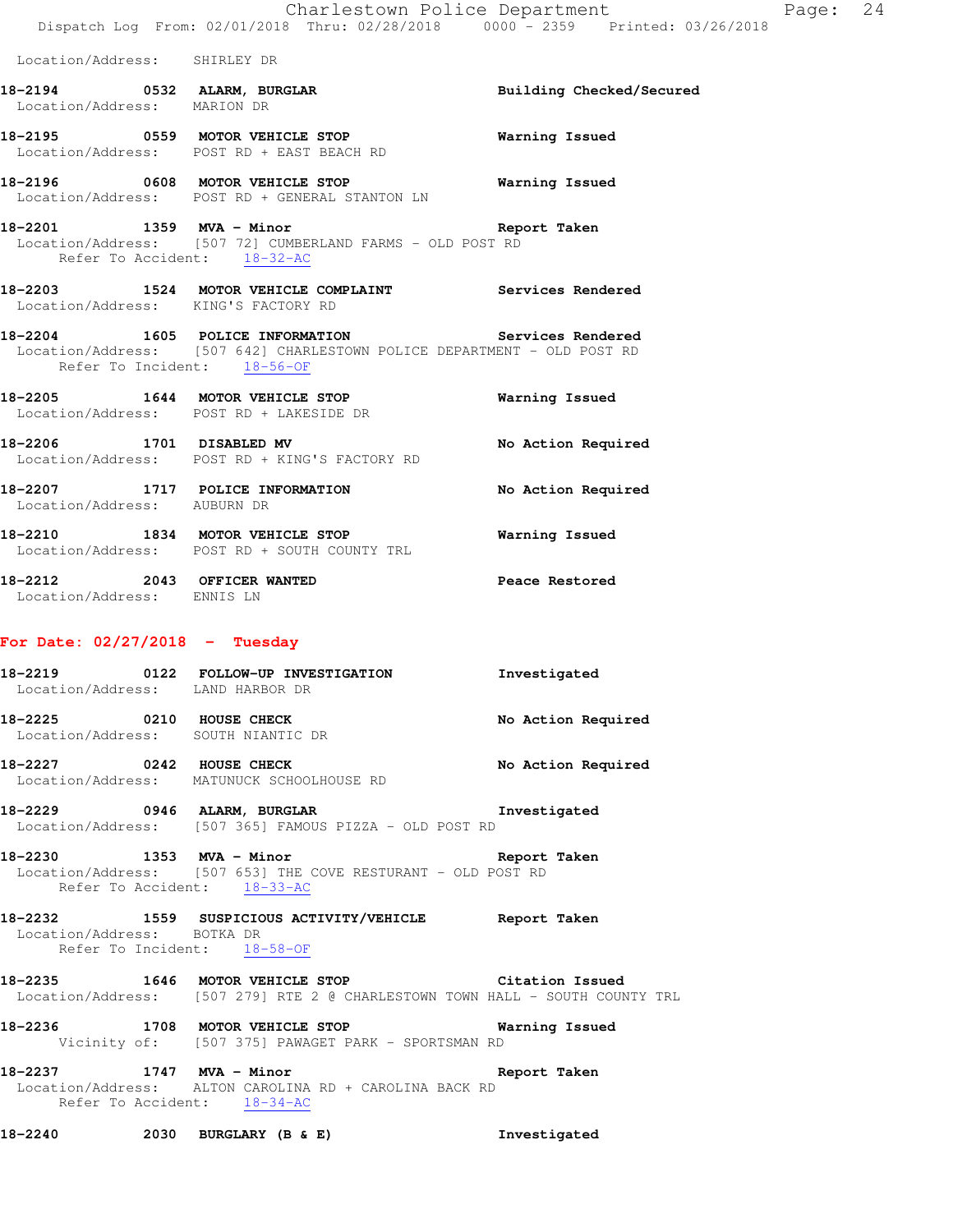Location/Address: SHIRLEY DR

**18-2194 0532 ALARM, BURGLAR** Building Checked/Secured
Location/Address: MARION DR

**18-2195 0559 MOTOR VEHICLE STOP** Warning Issued
Location/Address: POST RD + EAST BEACH RD

**18-2196 0608 MOTOR VEHICLE STOP** Warning Issued
Location/Address: POST RD + GENERAL STANTON LN

**18-2201 1359 MVA - Minor** Report Taken
Location/Address: [507 72] CUMBERLAND FARMS - OLD POST RD
Refer To Accident: 18-32-AC

**18-2203 1524 MOTOR VEHICLE COMPLAINT** Services Rendered
Location/Address: KING'S FACTORY RD

**18-2204 1605 POLICE INFORMATION** Services Rendered
Location/Address: [507 642] CHARLESTOWN POLICE DEPARTMENT - OLD POST RD
Refer To Incident: 18-56-OF

**18-2205 1644 MOTOR VEHICLE STOP** Warning Issued
Location/Address: POST RD + LAKESIDE DR

**18-2206 1701 DISABLED MV** No Action Required
Location/Address: POST RD + KING'S FACTORY RD

**18-2207 1717 POLICE INFORMATION** No Action Required
Location/Address: AUBURN DR

**18-2210 1834 MOTOR VEHICLE STOP** Warning Issued
Location/Address: POST RD + SOUTH COUNTY TRL

**18-2212 2043 OFFICER WANTED** Peace Restored
Location/Address: ENNIS LN

## For Date: 02/27/2018 - Tuesday

**18-2219 0122 FOLLOW-UP INVESTIGATION** Investigated
Location/Address: LAND HARBOR DR

**18-2225 0210 HOUSE CHECK** No Action Required
Location/Address: SOUTH NIANTIC DR

**18-2227 0242 HOUSE CHECK** No Action Required
Location/Address: MATUNUCK SCHOOLHOUSE RD

**18-2229 0946 ALARM, BURGLAR** Investigated
Location/Address: [507 365] FAMOUS PIZZA - OLD POST RD

**18-2230 1353 MVA - Minor** Report Taken
Location/Address: [507 653] THE COVE RESTURANT - OLD POST RD
Refer To Accident: 18-33-AC

**18-2232 1559 SUSPICIOUS ACTIVITY/VEHICLE** Report Taken
Location/Address: BOTKA DR
Refer To Incident: 18-58-OF

**18-2235 1646 MOTOR VEHICLE STOP** Citation Issued
Location/Address: [507 279] RTE 2 @ CHARLESTOWN TOWN HALL - SOUTH COUNTY TRL

**18-2236 1708 MOTOR VEHICLE STOP** Warning Issued
Vicinity of: [507 375] PAWAGET PARK - SPORTSMAN RD

**18-2237 1747 MVA - Minor** Report Taken
Location/Address: ALTON CAROLINA RD + CAROLINA BACK RD
Refer To Accident: 18-34-AC

**18-2240 2030 BURGLARY (B & E)** Investigated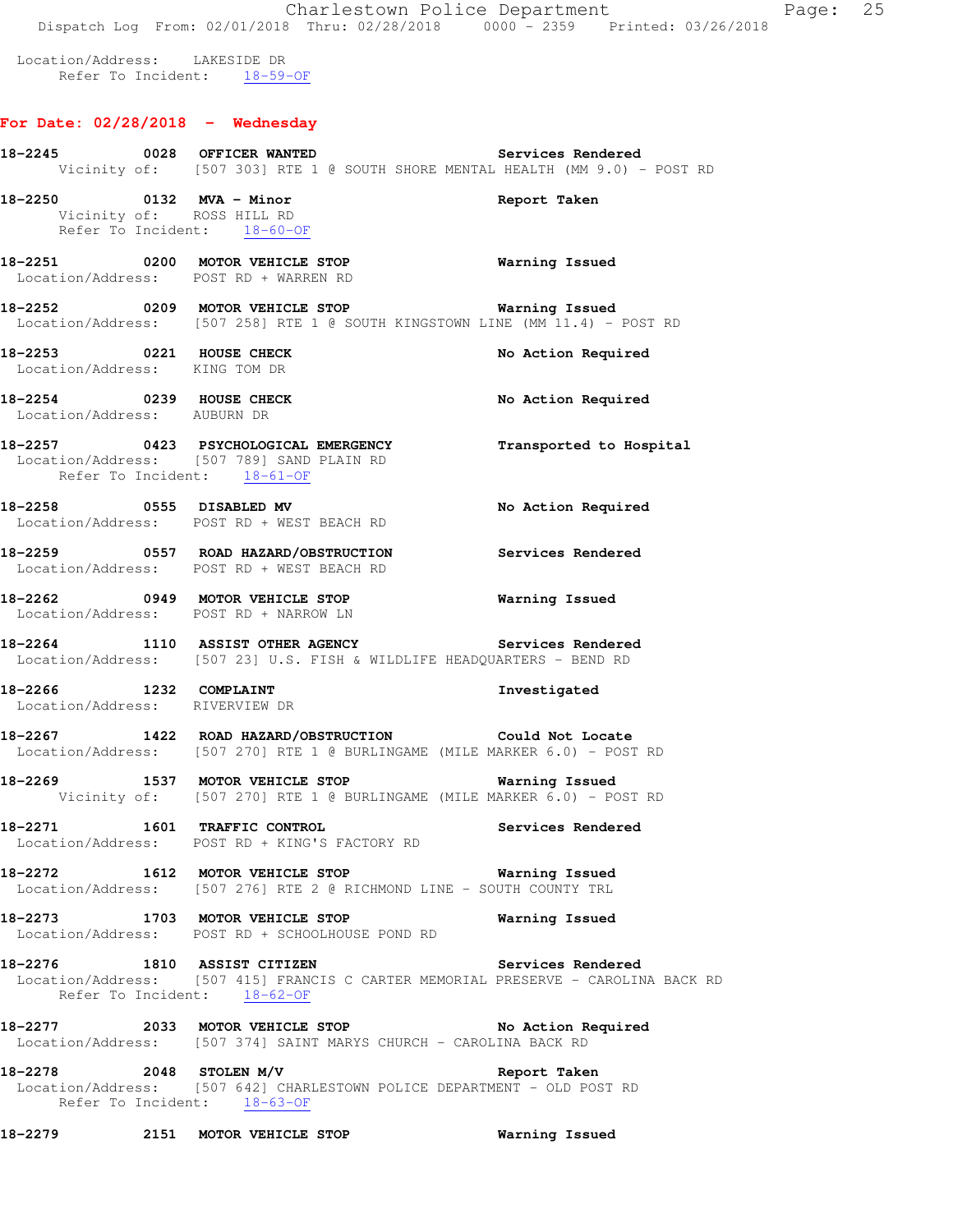Location/Address: LAKESIDE DR
Refer To Incident: 18-59-OF

## For Date: 02/28/2018 - Wednesday

**18-2245 0028 OFFICER WANTED** — Services Rendered
Vicinity of: [507 303] RTE 1 @ SOUTH SHORE MENTAL HEALTH (MM 9.0) - POST RD

**18-2250 0132 MVA - Minor** — Report Taken
Vicinity of: ROSS HILL RD
Refer To Incident: 18-60-OF

**18-2251 0200 MOTOR VEHICLE STOP** — Warning Issued
Location/Address: POST RD + WARREN RD

**18-2252 0209 MOTOR VEHICLE STOP** — Warning Issued
Location/Address: [507 258] RTE 1 @ SOUTH KINGSTOWN LINE (MM 11.4) - POST RD

**18-2253 0221 HOUSE CHECK** — No Action Required
Location/Address: KING TOM DR

**18-2254 0239 HOUSE CHECK** — No Action Required
Location/Address: AUBURN DR

**18-2257 0423 PSYCHOLOGICAL EMERGENCY** — Transported to Hospital
Location/Address: [507 789] SAND PLAIN RD
Refer To Incident: 18-61-OF

**18-2258 0555 DISABLED MV** — No Action Required
Location/Address: POST RD + WEST BEACH RD

**18-2259 0557 ROAD HAZARD/OBSTRUCTION** — Services Rendered
Location/Address: POST RD + WEST BEACH RD

**18-2262 0949 MOTOR VEHICLE STOP** — Warning Issued
Location/Address: POST RD + NARROW LN

**18-2264 1110 ASSIST OTHER AGENCY** — Services Rendered
Location/Address: [507 23] U.S. FISH & WILDLIFE HEADQUARTERS - BEND RD

**18-2266 1232 COMPLAINT** — Investigated
Location/Address: RIVERVIEW DR

**18-2267 1422 ROAD HAZARD/OBSTRUCTION** — Could Not Locate
Location/Address: [507 270] RTE 1 @ BURLINGAME (MILE MARKER 6.0) - POST RD

**18-2269 1537 MOTOR VEHICLE STOP** — Warning Issued
Vicinity of: [507 270] RTE 1 @ BURLINGAME (MILE MARKER 6.0) - POST RD

**18-2271 1601 TRAFFIC CONTROL** — Services Rendered
Location/Address: POST RD + KING'S FACTORY RD

**18-2272 1612 MOTOR VEHICLE STOP** — Warning Issued
Location/Address: [507 276] RTE 2 @ RICHMOND LINE - SOUTH COUNTY TRL

**18-2273 1703 MOTOR VEHICLE STOP** — Warning Issued
Location/Address: POST RD + SCHOOLHOUSE POND RD

**18-2276 1810 ASSIST CITIZEN** — Services Rendered
Location/Address: [507 415] FRANCIS C CARTER MEMORIAL PRESERVE - CAROLINA BACK RD
Refer To Incident: 18-62-OF

**18-2277 2033 MOTOR VEHICLE STOP** — No Action Required
Location/Address: [507 374] SAINT MARYS CHURCH - CAROLINA BACK RD

**18-2278 2048 STOLEN M/V** — Report Taken
Location/Address: [507 642] CHARLESTOWN POLICE DEPARTMENT - OLD POST RD
Refer To Incident: 18-63-OF

**18-2279 2151 MOTOR VEHICLE STOP** — Warning Issued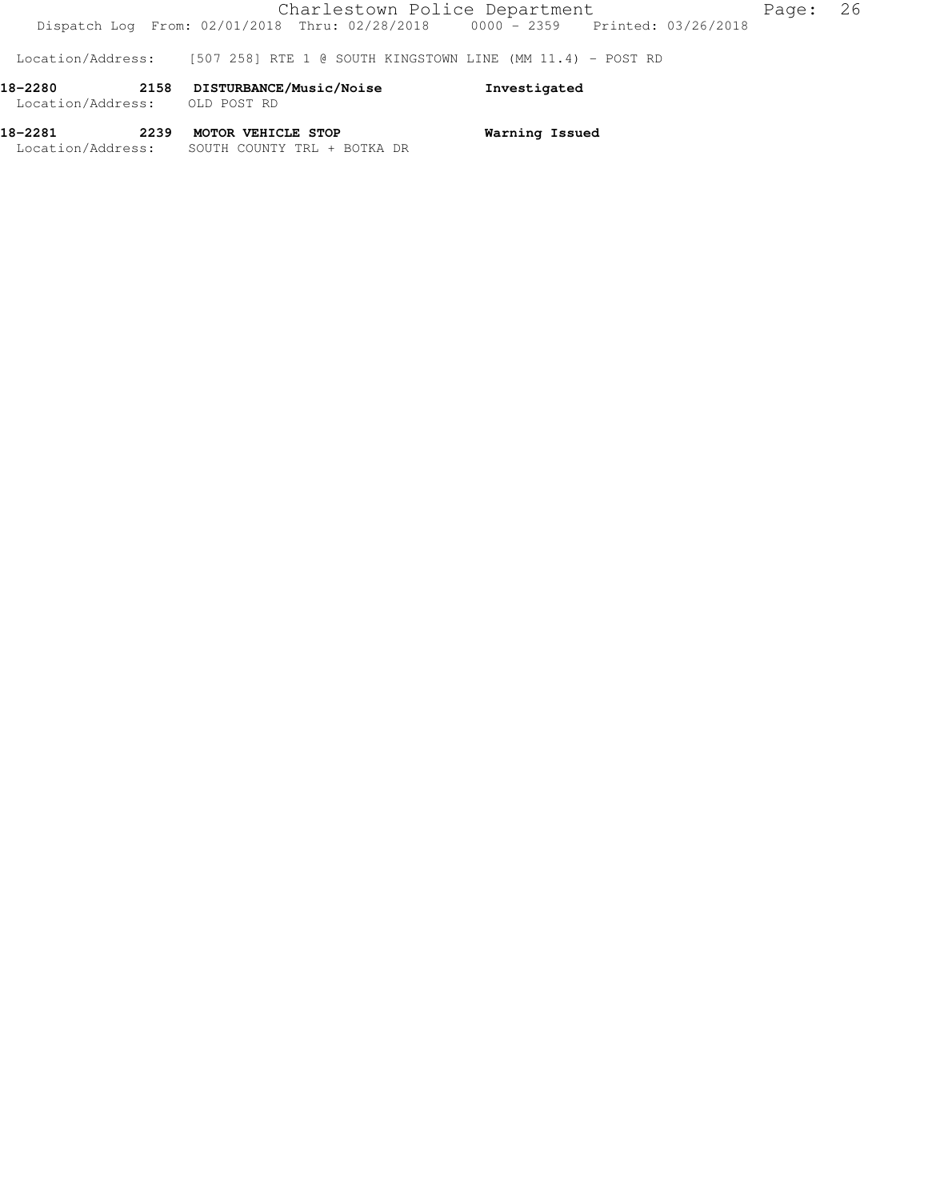Location/Address: [507 258] RTE 1 @ SOUTH KINGSTOWN LINE (MM 11.4) - POST RD

**18-2280 2158 DISTURBANCE/Music/Noise Investigated**
Location/Address: OLD POST RD

**18-2281 2239 MOTOR VEHICLE STOP Warning Issued**
Location/Address: SOUTH COUNTY TRL + BOTKA DR